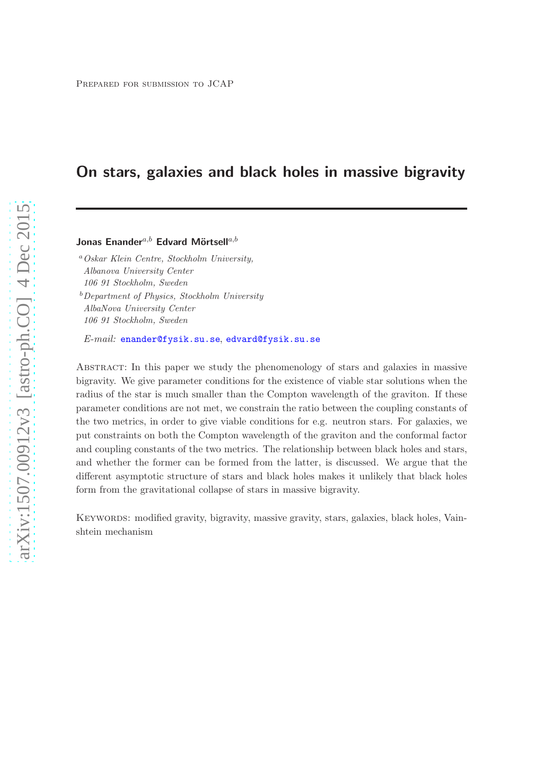Prepared for submission to JCAP

# On stars, galaxies and black holes in massive bigravity

**Jonas Enander**[a,b] **Edvard Mörtsell**[a,b]

[a] *Oskar Klein Centre, Stockholm University, Albanova University Center 106 91 Stockholm, Sweden*

[b] *Department of Physics, Stockholm University AlbaNova University Center 106 91 Stockholm, Sweden*

*E-mail:* enander@fysik.su.se, edvard@fysik.su.se

Abstract: In this paper we study the phenomenology of stars and galaxies in massive bigravity. We give parameter conditions for the existence of viable star solutions when the radius of the star is much smaller than the Compton wavelength of the graviton. If these parameter conditions are not met, we constrain the ratio between the coupling constants of the two metrics, in order to give viable conditions for e.g. neutron stars. For galaxies, we put constraints on both the Compton wavelength of the graviton and the conformal factor and coupling constants of the two metrics. The relationship between black holes and stars, and whether the former can be formed from the latter, is discussed. We argue that the different asymptotic structure of stars and black holes makes it unlikely that black holes form from the gravitational collapse of stars in massive bigravity.

Keywords: modified gravity, bigravity, massive gravity, stars, galaxies, black holes, Vainshtein mechanism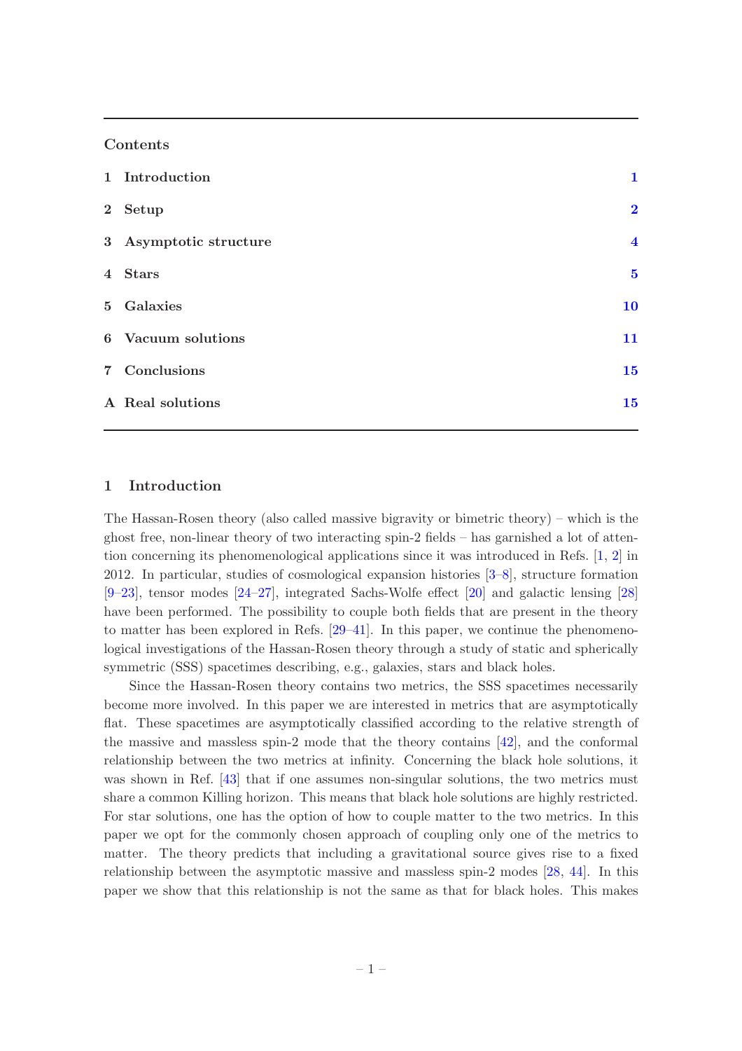## Contents

1 Introduction 1

2 Setup 2

3 Asymptotic structure 4

4 Stars 5

5 Galaxies 10

6 Vacuum solutions 11

7 Conclusions 15

A Real solutions 15

## 1 Introduction

The Hassan-Rosen theory (also called massive bigravity or bimetric theory) – which is the ghost free, non-linear theory of two interacting spin-2 fields – has garnished a lot of attention concerning its phenomenological applications since it was introduced in Refs. [1, 2] in 2012. In particular, studies of cosmological expansion histories [3–8], structure formation [9–23], tensor modes [24–27], integrated Sachs-Wolfe effect [20] and galactic lensing [28] have been performed. The possibility to couple both fields that are present in the theory to matter has been explored in Refs. [29–41]. In this paper, we continue the phenomenological investigations of the Hassan-Rosen theory through a study of static and spherically symmetric (SSS) spacetimes describing, e.g., galaxies, stars and black holes.

Since the Hassan-Rosen theory contains two metrics, the SSS spacetimes necessarily become more involved. In this paper we are interested in metrics that are asymptotically flat. These spacetimes are asymptotically classified according to the relative strength of the massive and massless spin-2 mode that the theory contains [42], and the conformal relationship between the two metrics at infinity. Concerning the black hole solutions, it was shown in Ref. [43] that if one assumes non-singular solutions, the two metrics must share a common Killing horizon. This means that black hole solutions are highly restricted. For star solutions, one has the option of how to couple matter to the two metrics. In this paper we opt for the commonly chosen approach of coupling only one of the metrics to matter. The theory predicts that including a gravitational source gives rise to a fixed relationship between the asymptotic massive and massless spin-2 modes [28, 44]. In this paper we show that this relationship is not the same as that for black holes. This makes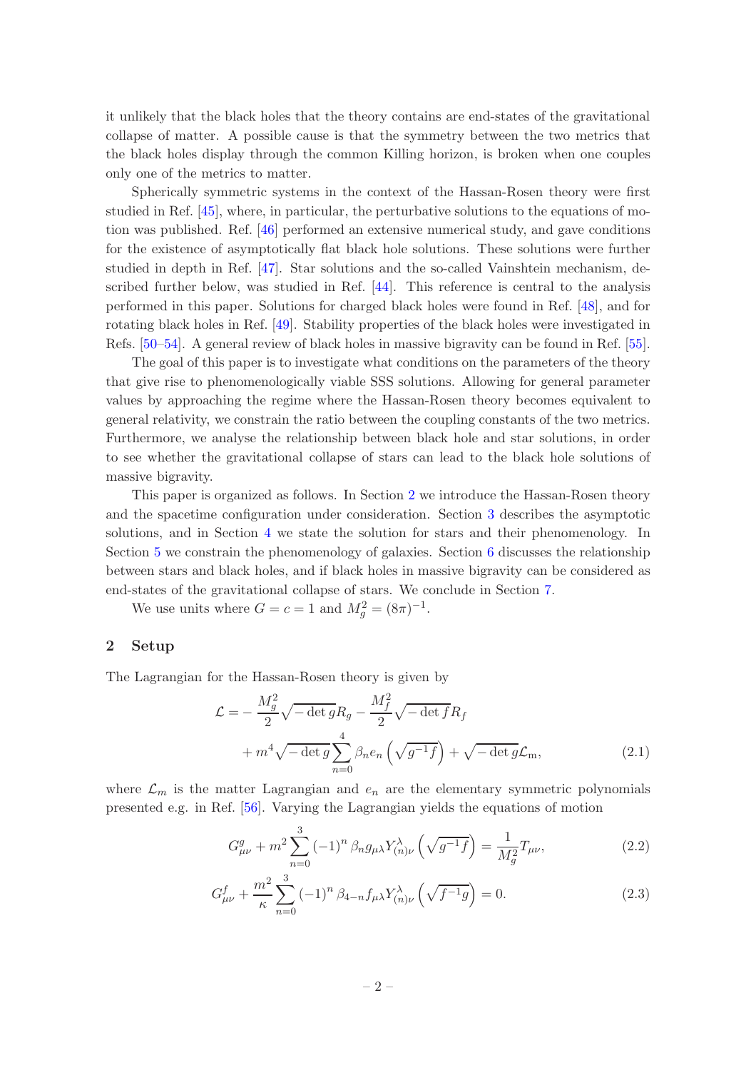it unlikely that the black holes that the theory contains are end-states of the gravitational collapse of matter. A possible cause is that the symmetry between the two metrics that the black holes display through the common Killing horizon, is broken when one couples only one of the metrics to matter.

Spherically symmetric systems in the context of the Hassan-Rosen theory were first studied in Ref. [45], where, in particular, the perturbative solutions to the equations of motion was published. Ref. [46] performed an extensive numerical study, and gave conditions for the existence of asymptotically flat black hole solutions. These solutions were further studied in depth in Ref. [47]. Star solutions and the so-called Vainshtein mechanism, described further below, was studied in Ref. [44]. This reference is central to the analysis performed in this paper. Solutions for charged black holes were found in Ref. [48], and for rotating black holes in Ref. [49]. Stability properties of the black holes were investigated in Refs. [50–54]. A general review of black holes in massive bigravity can be found in Ref. [55].

The goal of this paper is to investigate what conditions on the parameters of the theory that give rise to phenomenologically viable SSS solutions. Allowing for general parameter values by approaching the regime where the Hassan-Rosen theory becomes equivalent to general relativity, we constrain the ratio between the coupling constants of the two metrics. Furthermore, we analyse the relationship between black hole and star solutions, in order to see whether the gravitational collapse of stars can lead to the black hole solutions of massive bigravity.

This paper is organized as follows. In Section 2 we introduce the Hassan-Rosen theory and the spacetime configuration under consideration. Section 3 describes the asymptotic solutions, and in Section 4 we state the solution for stars and their phenomenology. In Section 5 we constrain the phenomenology of galaxies. Section 6 discusses the relationship between stars and black holes, and if black holes in massive bigravity can be considered as end-states of the gravitational collapse of stars. We conclude in Section 7.

We use units where $G = c = 1$ and $M_g^2 = (8\pi)^{-1}$.

## 2 Setup

The Lagrangian for the Hassan-Rosen theory is given by

$$
\begin{aligned}
\mathcal{L} = &-\frac{M_g^2}{2}\sqrt{-\det g}R_g - \frac{M_f^2}{2}\sqrt{-\det f}R_f \\
&+ m^4\sqrt{-\det g}\sum_{n=0}^{4}\beta_n e_n\left(\sqrt{g^{-1}f}\right) + \sqrt{-\det g}\mathcal{L}_{\mathrm{m}},
\end{aligned}
\tag{2.1}
$$

where $\mathcal{L}_m$ is the matter Lagrangian and $e_n$ are the elementary symmetric polynomials presented e.g. in Ref. [56]. Varying the Lagrangian yields the equations of motion

$$
G^g_{\mu\nu} + m^2\sum_{n=0}^{3}(-1)^n\beta_n g_{\mu\lambda}Y^{\lambda}_{(n)\nu}\left(\sqrt{g^{-1}f}\right) = \frac{1}{M_g^2}T_{\mu\nu},
\tag{2.2}
$$

$$
G^f_{\mu\nu} + \frac{m^2}{\kappa}\sum_{n=0}^{3}(-1)^n\beta_{4-n}f_{\mu\lambda}Y^{\lambda}_{(n)\nu}\left(\sqrt{f^{-1}g}\right) = 0.
\tag{2.3}
$$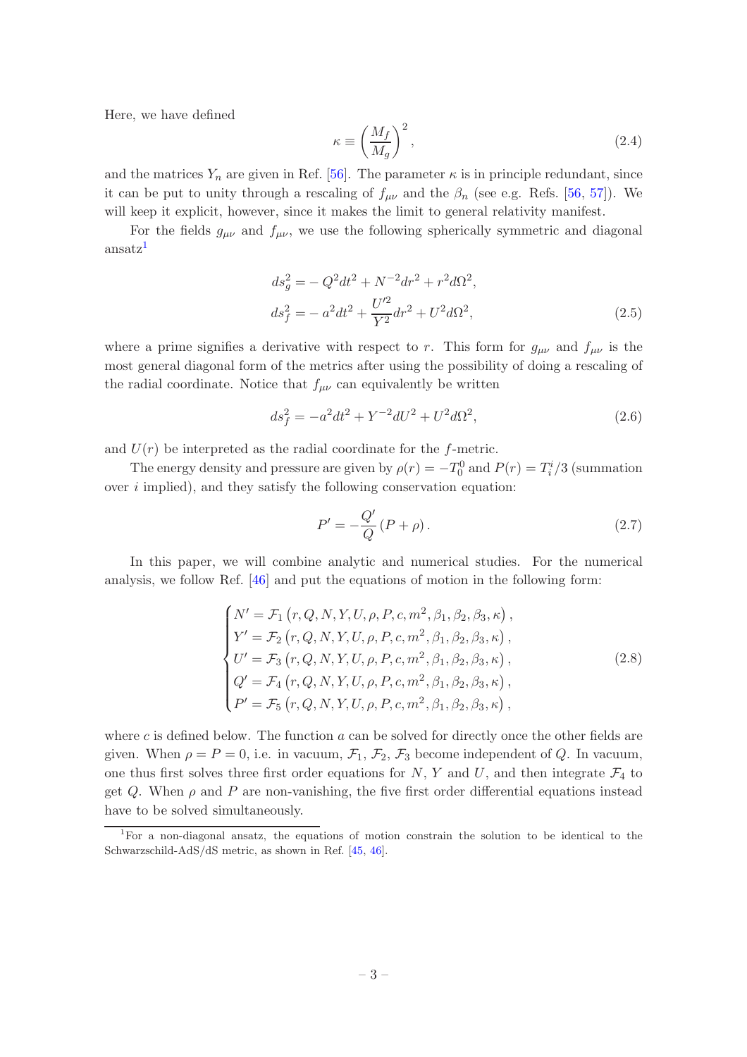Here, we have defined

$$\kappa \equiv \left(\frac{M_f}{M_g}\right)^2, \tag{2.4}$$

and the matrices $Y_n$ are given in Ref. [56]. The parameter $\kappa$ is in principle redundant, since it can be put to unity through a rescaling of $f_{\mu\nu}$ and the $\beta_n$ (see e.g. Refs. [56, 57]). We will keep it explicit, however, since it makes the limit to general relativity manifest.

For the fields $g_{\mu\nu}$ and $f_{\mu\nu}$, we use the following spherically symmetric and diagonal ansatz[1]

$$\begin{aligned} ds_g^2 &= -Q^2 dt^2 + N^{-2} dr^2 + r^2 d\Omega^2, \\ ds_f^2 &= -a^2 dt^2 + \frac{U'^2}{Y^2} dr^2 + U^2 d\Omega^2, \end{aligned} \tag{2.5}$$

where a prime signifies a derivative with respect to $r$. This form for $g_{\mu\nu}$ and $f_{\mu\nu}$ is the most general diagonal form of the metrics after using the possibility of doing a rescaling of the radial coordinate. Notice that $f_{\mu\nu}$ can equivalently be written

$$ds_f^2 = -a^2 dt^2 + Y^{-2} dU^2 + U^2 d\Omega^2, \tag{2.6}$$

and $U(r)$ be interpreted as the radial coordinate for the $f$-metric.

The energy density and pressure are given by $\rho(r) = -T_0^0$ and $P(r) = T_i^i/3$ (summation over $i$ implied), and they satisfy the following conservation equation:

$$P' = -\frac{Q'}{Q}\left(P + \rho\right). \tag{2.7}$$

In this paper, we will combine analytic and numerical studies. For the numerical analysis, we follow Ref. [46] and put the equations of motion in the following form:

$$\begin{cases} N' = \mathcal{F}_1\left(r, Q, N, Y, U, \rho, P, c, m^2, \beta_1, \beta_2, \beta_3, \kappa\right), \\ Y' = \mathcal{F}_2\left(r, Q, N, Y, U, \rho, P, c, m^2, \beta_1, \beta_2, \beta_3, \kappa\right), \\ U' = \mathcal{F}_3\left(r, Q, N, Y, U, \rho, P, c, m^2, \beta_1, \beta_2, \beta_3, \kappa\right), \\ Q' = \mathcal{F}_4\left(r, Q, N, Y, U, \rho, P, c, m^2, \beta_1, \beta_2, \beta_3, \kappa\right), \\ P' = \mathcal{F}_5\left(r, Q, N, Y, U, \rho, P, c, m^2, \beta_1, \beta_2, \beta_3, \kappa\right), \end{cases} \tag{2.8}$$

where $c$ is defined below. The function $a$ can be solved for directly once the other fields are given. When $\rho = P = 0$, i.e. in vacuum, $\mathcal{F}_1$, $\mathcal{F}_2$, $\mathcal{F}_3$ become independent of $Q$. In vacuum, one thus first solves three first order equations for $N$, $Y$ and $U$, and then integrate $\mathcal{F}_4$ to get $Q$. When $\rho$ and $P$ are non-vanishing, the five first order differential equations instead have to be solved simultaneously.

[1] For a non-diagonal ansatz, the equations of motion constrain the solution to be identical to the Schwarzschild-AdS/dS metric, as shown in Ref. [45, 46].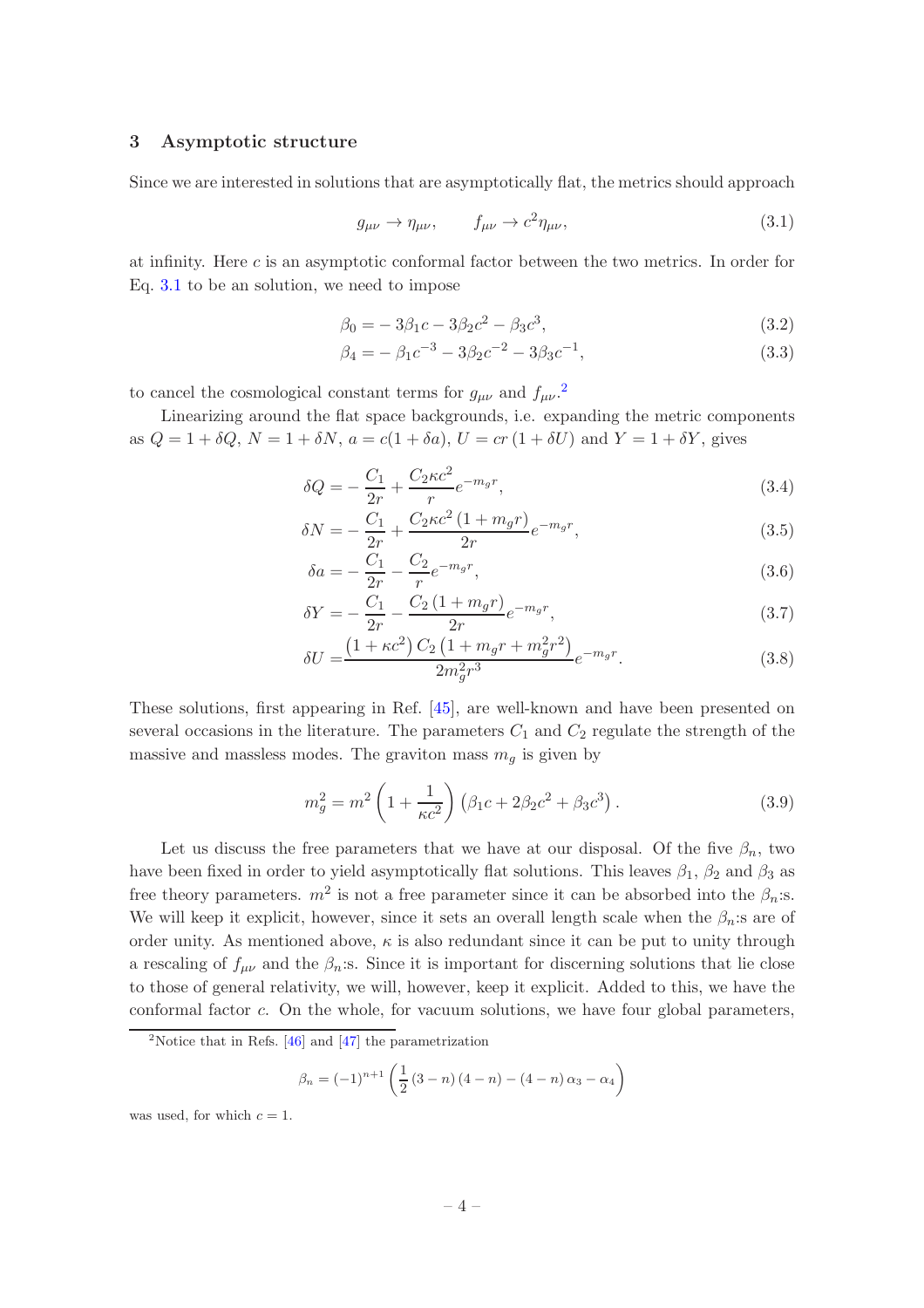## 3 Asymptotic structure

Since we are interested in solutions that are asymptotically flat, the metrics should approach

$$g_{\mu\nu} \to \eta_{\mu\nu}, \qquad f_{\mu\nu} \to c^2 \eta_{\mu\nu}, \tag{3.1}$$

at infinity. Here $c$ is an asymptotic conformal factor between the two metrics. In order for Eq. 3.1 to be an solution, we need to impose

$$\beta_0 = -3\beta_1 c - 3\beta_2 c^2 - \beta_3 c^3, \tag{3.2}$$

$$\beta_4 = -\beta_1 c^{-3} - 3\beta_2 c^{-2} - 3\beta_3 c^{-1}, \tag{3.3}$$

to cancel the cosmological constant terms for $g_{\mu\nu}$ and $f_{\mu\nu}$.[2]

Linearizing around the flat space backgrounds, i.e. expanding the metric components as $Q = 1 + \delta Q$, $N = 1 + \delta N$, $a = c(1 + \delta a)$, $U = cr\,(1 + \delta U)$ and $Y = 1 + \delta Y$, gives

$$\delta Q = -\frac{C_1}{2r} + \frac{C_2 \kappa c^2}{r} e^{-m_g r}, \tag{3.4}$$

$$\delta N = -\frac{C_1}{2r} + \frac{C_2 \kappa c^2 \left(1 + m_g r\right)}{2r} e^{-m_g r}, \tag{3.5}$$

$$\delta a = -\frac{C_1}{2r} - \frac{C_2}{r} e^{-m_g r}, \tag{3.6}$$

$$\delta Y = -\frac{C_1}{2r} - \frac{C_2 \left(1 + m_g r\right)}{2r} e^{-m_g r}, \tag{3.7}$$

$$\delta U = \frac{\left(1 + \kappa c^2\right) C_2 \left(1 + m_g r + m_g^2 r^2\right)}{2 m_g^2 r^3} e^{-m_g r}. \tag{3.8}$$

These solutions, first appearing in Ref. [45], are well-known and have been presented on several occasions in the literature. The parameters $C_1$ and $C_2$ regulate the strength of the massive and massless modes. The graviton mass $m_g$ is given by

$$m_g^2 = m^2 \left(1 + \frac{1}{\kappa c^2}\right) \left(\beta_1 c + 2\beta_2 c^2 + \beta_3 c^3\right). \tag{3.9}$$

Let us discuss the free parameters that we have at our disposal. Of the five $\beta_n$, two have been fixed in order to yield asymptotically flat solutions. This leaves $\beta_1$, $\beta_2$ and $\beta_3$ as free theory parameters. $m^2$ is not a free parameter since it can be absorbed into the $\beta_n$:s. We will keep it explicit, however, since it sets an overall length scale when the $\beta_n$:s are of order unity. As mentioned above, $\kappa$ is also redundant since it can be put to unity through a rescaling of $f_{\mu\nu}$ and the $\beta_n$:s. Since it is important for discerning solutions that lie close to those of general relativity, we will, however, keep it explicit. Added to this, we have the conformal factor $c$. On the whole, for vacuum solutions, we have four global parameters,

[2] Notice that in Refs. [46] and [47] the parametrization

$$\beta_n = (-1)^{n+1} \left(\frac{1}{2}(3-n)(4-n) - (4-n)\alpha_3 - \alpha_4\right)$$

was used, for which $c = 1$.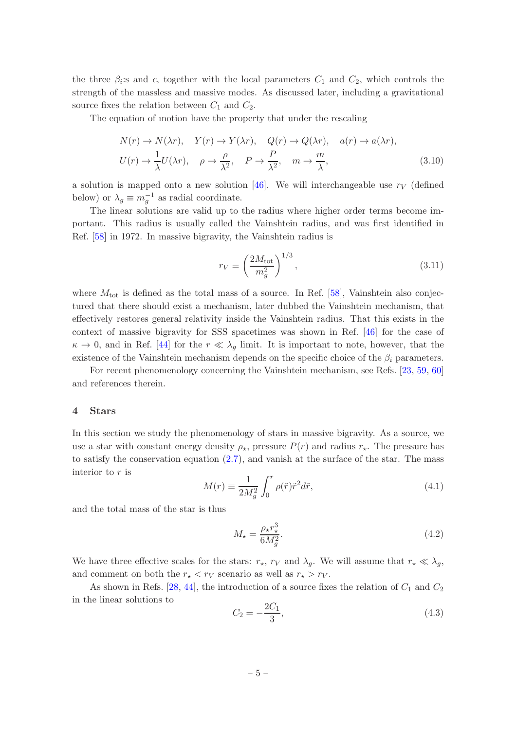the three $\beta_i$:s and $c$, together with the local parameters $C_1$ and $C_2$, which controls the strength of the massless and massive modes. As discussed later, including a gravitational source fixes the relation between $C_1$ and $C_2$.

The equation of motion have the property that under the rescaling

$$
\begin{aligned}
&N(r) \to N(\lambda r), \quad Y(r) \to Y(\lambda r), \quad Q(r) \to Q(\lambda r), \quad a(r) \to a(\lambda r), \\
&U(r) \to \frac{1}{\lambda} U(\lambda r), \quad \rho \to \frac{\rho}{\lambda^2}, \quad P \to \frac{P}{\lambda^2}, \quad m \to \frac{m}{\lambda},
\end{aligned}
\tag{3.10}
$$

a solution is mapped onto a new solution [46]. We will interchangeable use $r_V$ (defined below) or $\lambda_g \equiv m_g^{-1}$ as radial coordinate.

The linear solutions are valid up to the radius where higher order terms become important. This radius is usually called the Vainshtein radius, and was first identified in Ref. [58] in 1972. In massive bigravity, the Vainshtein radius is

$$
r_V \equiv \left( \frac{2M_{\text{tot}}}{m_g^2} \right)^{1/3}, \tag{3.11}
$$

where $M_{\text{tot}}$ is defined as the total mass of a source. In Ref. [58], Vainshtein also conjectured that there should exist a mechanism, later dubbed the Vainshtein mechanism, that effectively restores general relativity inside the Vainshtein radius. That this exists in the context of massive bigravity for SSS spacetimes was shown in Ref. [46] for the case of $\kappa \to 0$, and in Ref. [44] for the $r \ll \lambda_g$ limit. It is important to note, however, that the existence of the Vainshtein mechanism depends on the specific choice of the $\beta_i$ parameters.

For recent phenomenology concerning the Vainshtein mechanism, see Refs. [23, 59, 60] and references therein.

## 4 Stars

In this section we study the phenomenology of stars in massive bigravity. As a source, we use a star with constant energy density $\rho_\star$, pressure $P(r)$ and radius $r_\star$. The pressure has to satisfy the conservation equation (2.7), and vanish at the surface of the star. The mass interior to $r$ is

$$
M(r) \equiv \frac{1}{2M_g^2} \int_0^r \rho(\tilde{r}) \tilde{r}^2 d\tilde{r}, \tag{4.1}
$$

and the total mass of the star is thus

$$
M_\star = \frac{\rho_\star r_\star^3}{6M_g^2}. \tag{4.2}
$$

We have three effective scales for the stars: $r_\star$, $r_V$ and $\lambda_g$. We will assume that $r_\star \ll \lambda_g$, and comment on both the $r_\star < r_V$ scenario as well as $r_\star > r_V$.

As shown in Refs. [28, 44], the introduction of a source fixes the relation of $C_1$ and $C_2$ in the linear solutions to

$$
C_2 = -\frac{2C_1}{3}, \tag{4.3}
$$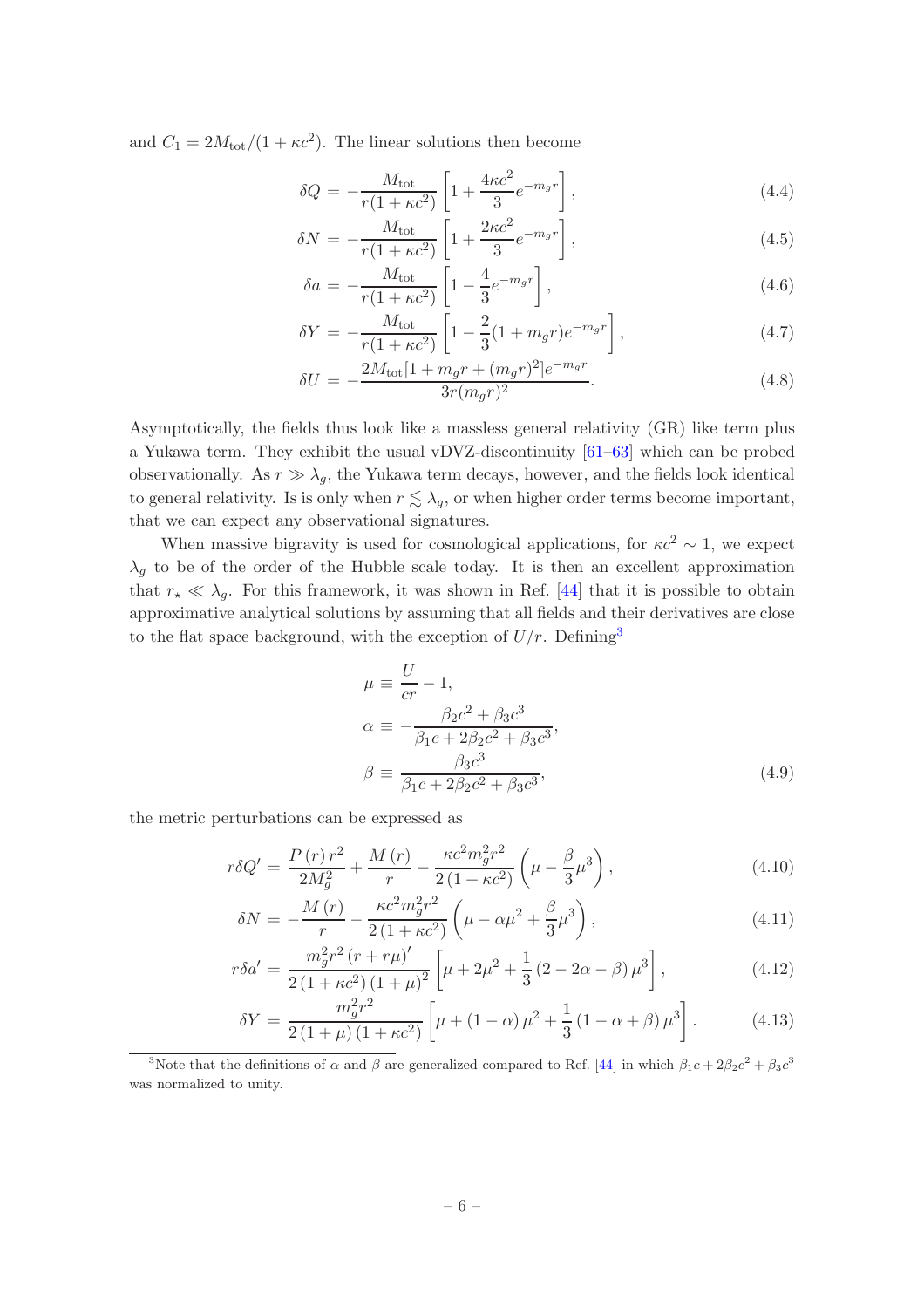and $C_1 = 2M_{\rm tot}/(1+\kappa c^2)$. The linear solutions then become

$$\delta Q = -\frac{M_{\rm tot}}{r(1+\kappa c^2)}\left[1+\frac{4\kappa c^2}{3}e^{-m_g r}\right], \tag{4.4}$$

$$\delta N = -\frac{M_{\rm tot}}{r(1+\kappa c^2)}\left[1+\frac{2\kappa c^2}{3}e^{-m_g r}\right], \tag{4.5}$$

$$\delta a = -\frac{M_{\rm tot}}{r(1+\kappa c^2)}\left[1-\frac{4}{3}e^{-m_g r}\right], \tag{4.6}$$

$$\delta Y = -\frac{M_{\rm tot}}{r(1+\kappa c^2)}\left[1-\frac{2}{3}(1+m_g r)e^{-m_g r}\right], \tag{4.7}$$

$$\delta U = -\frac{2M_{\rm tot}[1+m_g r+(m_g r)^2]e^{-m_g r}}{3r(m_g r)^2}. \tag{4.8}$$

Asymptotically, the fields thus look like a massless general relativity (GR) like term plus a Yukawa term. They exhibit the usual vDVZ-discontinuity [61–63] which can be probed observationally. As $r \gg \lambda_g$, the Yukawa term decays, however, and the fields look identical to general relativity. Is is only when $r \lesssim \lambda_g$, or when higher order terms become important, that we can expect any observational signatures.

When massive bigravity is used for cosmological applications, for $\kappa c^2 \sim 1$, we expect $\lambda_g$ to be of the order of the Hubble scale today. It is then an excellent approximation that $r_\star \ll \lambda_g$. For this framework, it was shown in Ref. [44] that it is possible to obtain approximative analytical solutions by assuming that all fields and their derivatives are close to the flat space background, with the exception of $U/r$. Defining[3]

$$\begin{aligned}
\mu &\equiv \frac{U}{cr}-1,\\
\alpha &\equiv -\frac{\beta_2 c^2+\beta_3 c^3}{\beta_1 c+2\beta_2 c^2+\beta_3 c^3},\\
\beta &\equiv \frac{\beta_3 c^3}{\beta_1 c+2\beta_2 c^2+\beta_3 c^3},
\end{aligned} \tag{4.9}$$

the metric perturbations can be expressed as

$$r\delta Q' = \frac{P(r)\,r^2}{2M_g^2}+\frac{M(r)}{r}-\frac{\kappa c^2 m_g^2 r^2}{2(1+\kappa c^2)}\left(\mu-\frac{\beta}{3}\mu^3\right), \tag{4.10}$$

$$\delta N = -\frac{M(r)}{r}-\frac{\kappa c^2 m_g^2 r^2}{2(1+\kappa c^2)}\left(\mu-\alpha\mu^2+\frac{\beta}{3}\mu^3\right), \tag{4.11}$$

$$r\delta a' = \frac{m_g^2 r^2 (r+r\mu)'}{2(1+\kappa c^2)(1+\mu)^2}\left[\mu+2\mu^2+\frac{1}{3}(2-2\alpha-\beta)\mu^3\right], \tag{4.12}$$

$$\delta Y = \frac{m_g^2 r^2}{2(1+\mu)(1+\kappa c^2)}\left[\mu+(1-\alpha)\mu^2+\frac{1}{3}(1-\alpha+\beta)\mu^3\right]. \tag{4.13}$$

[3] Note that the definitions of $\alpha$ and $\beta$ are generalized compared to Ref. [44] in which $\beta_1 c+2\beta_2 c^2+\beta_3 c^3$ was normalized to unity.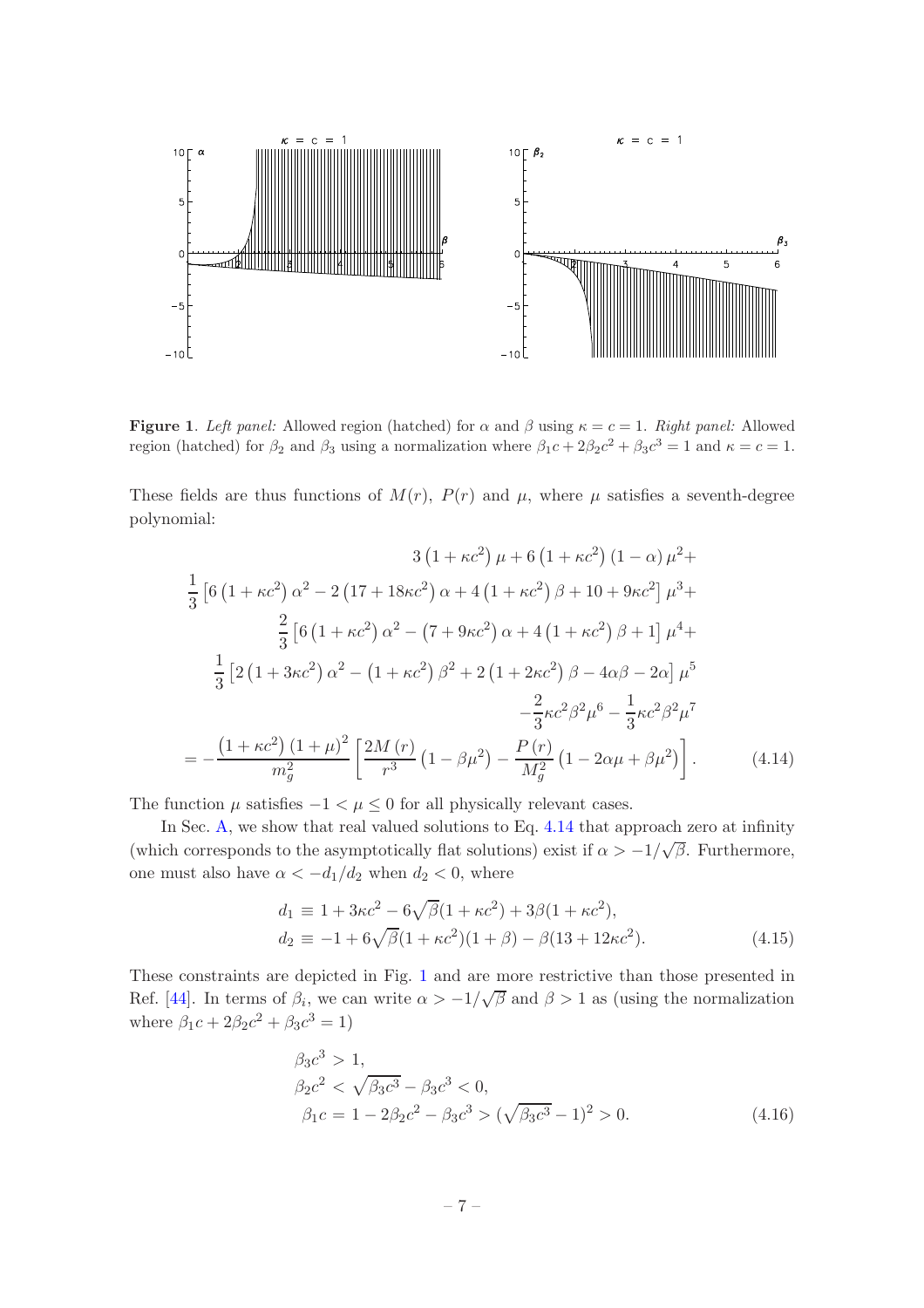**Figure 1**. *Left panel:* Allowed region (hatched) for $\alpha$ and $\beta$ using $\kappa = c = 1$. *Right panel:* Allowed region (hatched) for $\beta_2$ and $\beta_3$ using a normalization where $\beta_1 c + 2\beta_2 c^2 + \beta_3 c^3 = 1$ and $\kappa = c = 1$.

These fields are thus functions of $M(r)$, $P(r)$ and $\mu$, where $\mu$ satisfies a seventh-degree polynomial:

$$
\begin{aligned}
&3\left(1+\kappa c^2\right)\mu + 6\left(1+\kappa c^2\right)(1-\alpha)\mu^2 + \\
&\frac{1}{3}\left[6\left(1+\kappa c^2\right)\alpha^2 - 2\left(17+18\kappa c^2\right)\alpha + 4\left(1+\kappa c^2\right)\beta + 10 + 9\kappa c^2\right]\mu^3 + \\
&\frac{2}{3}\left[6\left(1+\kappa c^2\right)\alpha^2 - \left(7+9\kappa c^2\right)\alpha + 4\left(1+\kappa c^2\right)\beta + 1\right]\mu^4 + \\
&\frac{1}{3}\left[2\left(1+3\kappa c^2\right)\alpha^2 - \left(1+\kappa c^2\right)\beta^2 + 2\left(1+2\kappa c^2\right)\beta - 4\alpha\beta - 2\alpha\right]\mu^5 \\
&-\frac{2}{3}\kappa c^2\beta^2\mu^6 - \frac{1}{3}\kappa c^2\beta^2\mu^7 \\
&= -\frac{\left(1+\kappa c^2\right)(1+\mu)^2}{m_g^2}\left[\frac{2M(r)}{r^3}\left(1-\beta\mu^2\right) - \frac{P(r)}{M_g^2}\left(1-2\alpha\mu+\beta\mu^2\right)\right]. \qquad (4.14)
\end{aligned}
$$

The function $\mu$ satisfies $-1 < \mu \leq 0$ for all physically relevant cases.

In Sec. A, we show that real valued solutions to Eq. 4.14 that approach zero at infinity (which corresponds to the asymptotically flat solutions) exist if $\alpha > -1/\sqrt{\beta}$. Furthermore, one must also have $\alpha < -d_1/d_2$ when $d_2 < 0$, where

$$
\begin{aligned}
d_1 &\equiv 1 + 3\kappa c^2 - 6\sqrt{\beta}(1+\kappa c^2) + 3\beta(1+\kappa c^2), \\
d_2 &\equiv -1 + 6\sqrt{\beta}(1+\kappa c^2)(1+\beta) - \beta(13+12\kappa c^2). \qquad (4.15)
\end{aligned}
$$

These constraints are depicted in Fig. 1 and are more restrictive than those presented in Ref. [44]. In terms of $\beta_i$, we can write $\alpha > -1/\sqrt{\beta}$ and $\beta > 1$ as (using the normalization where $\beta_1 c + 2\beta_2 c^2 + \beta_3 c^3 = 1$)

$$
\begin{aligned}
&\beta_3 c^3 > 1, \\
&\beta_2 c^2 < \sqrt{\beta_3 c^3} - \beta_3 c^3 < 0, \\
&\beta_1 c = 1 - 2\beta_2 c^2 - \beta_3 c^3 > (\sqrt{\beta_3 c^3} - 1)^2 > 0. \qquad (4.16)
\end{aligned}
$$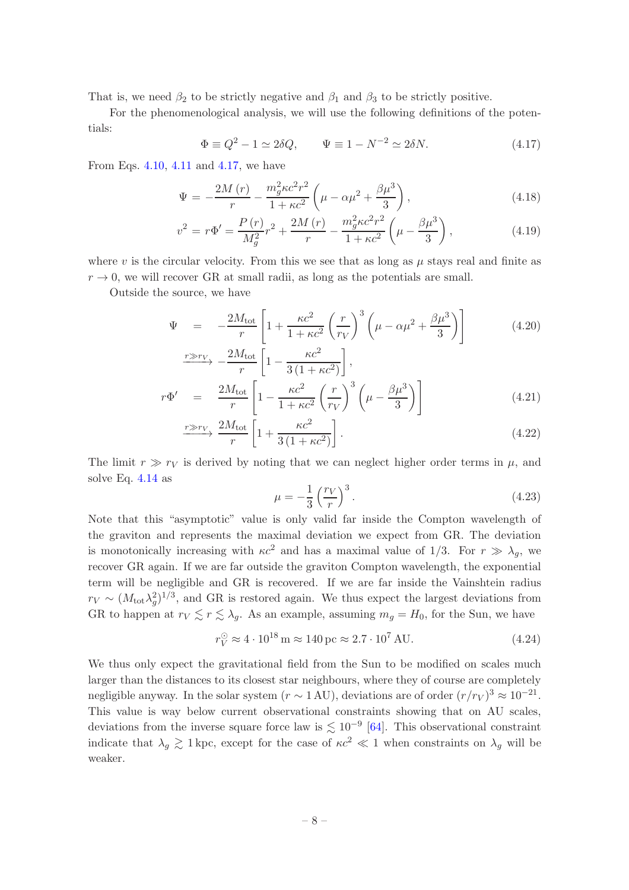That is, we need $\beta_2$ to be strictly negative and $\beta_1$ and $\beta_3$ to be strictly positive.

For the phenomenological analysis, we will use the following definitions of the potentials:

$$\Phi \equiv Q^2 - 1 \simeq 2\delta Q, \qquad \Psi \equiv 1 - N^{-2} \simeq 2\delta N. \tag{4.17}$$

From Eqs. 4.10, 4.11 and 4.17, we have

$$\Psi = -\frac{2M(r)}{r} - \frac{m_g^2 \kappa c^2 r^2}{1+\kappa c^2}\left(\mu - \alpha\mu^2 + \frac{\beta\mu^3}{3}\right), \tag{4.18}$$

$$v^2 = r\Phi' = \frac{P(r)}{M_g^2} r^2 + \frac{2M(r)}{r} - \frac{m_g^2 \kappa c^2 r^2}{1+\kappa c^2}\left(\mu - \frac{\beta\mu^3}{3}\right), \tag{4.19}$$

where $v$ is the circular velocity. From this we see that as long as $\mu$ stays real and finite as $r \to 0$, we will recover GR at small radii, as long as the potentials are small.

Outside the source, we have

$$\begin{aligned}
\Psi &= -\frac{2M_{\rm tot}}{r}\left[1 + \frac{\kappa c^2}{1+\kappa c^2}\left(\frac{r}{r_V}\right)^3\left(\mu - \alpha\mu^2 + \frac{\beta\mu^3}{3}\right)\right] \qquad (4.20)\\
&\xrightarrow{r \gg r_V} -\frac{2M_{\rm tot}}{r}\left[1 - \frac{\kappa c^2}{3\left(1+\kappa c^2\right)}\right],\\
r\Phi' &= \frac{2M_{\rm tot}}{r}\left[1 - \frac{\kappa c^2}{1+\kappa c^2}\left(\frac{r}{r_V}\right)^3\left(\mu - \frac{\beta\mu^3}{3}\right)\right] \qquad (4.21)\\
&\xrightarrow{r \gg r_V} \frac{2M_{\rm tot}}{r}\left[1 + \frac{\kappa c^2}{3\left(1+\kappa c^2\right)}\right]. \qquad (4.22)
\end{aligned}$$

The limit $r \gg r_V$ is derived by noting that we can neglect higher order terms in $\mu$, and solve Eq. 4.14 as

$$\mu = -\frac{1}{3}\left(\frac{r_V}{r}\right)^3. \tag{4.23}$$

Note that this "asymptotic" value is only valid far inside the Compton wavelength of the graviton and represents the maximal deviation we expect from GR. The deviation is monotonically increasing with $\kappa c^2$ and has a maximal value of 1/3. For $r \gg \lambda_g$, we recover GR again. If we are far outside the graviton Compton wavelength, the exponential term will be negligible and GR is recovered. If we are far inside the Vainshtein radius $r_V \sim (M_{\rm tot}\lambda_g^2)^{1/3}$, and GR is restored again. We thus expect the largest deviations from GR to happen at $r_V \lesssim r \lesssim \lambda_g$. As an example, assuming $m_g = H_0$, for the Sun, we have

$$r_V^{\odot} \approx 4 \cdot 10^{18}\,\mathrm{m} \approx 140\,\mathrm{pc} \approx 2.7 \cdot 10^7\,\mathrm{AU}. \tag{4.24}$$

We thus only expect the gravitational field from the Sun to be modified on scales much larger than the distances to its closest star neighbours, where they of course are completely negligible anyway. In the solar system ($r \sim 1\,\mathrm{AU}$), deviations are of order $(r/r_V)^3 \approx 10^{-21}$. This value is way below current observational constraints showing that on AU scales, deviations from the inverse square force law is $\lesssim 10^{-9}$ [64]. This observational constraint indicate that $\lambda_g \gtrsim 1\,\mathrm{kpc}$, except for the case of $\kappa c^2 \ll 1$ when constraints on $\lambda_g$ will be weaker.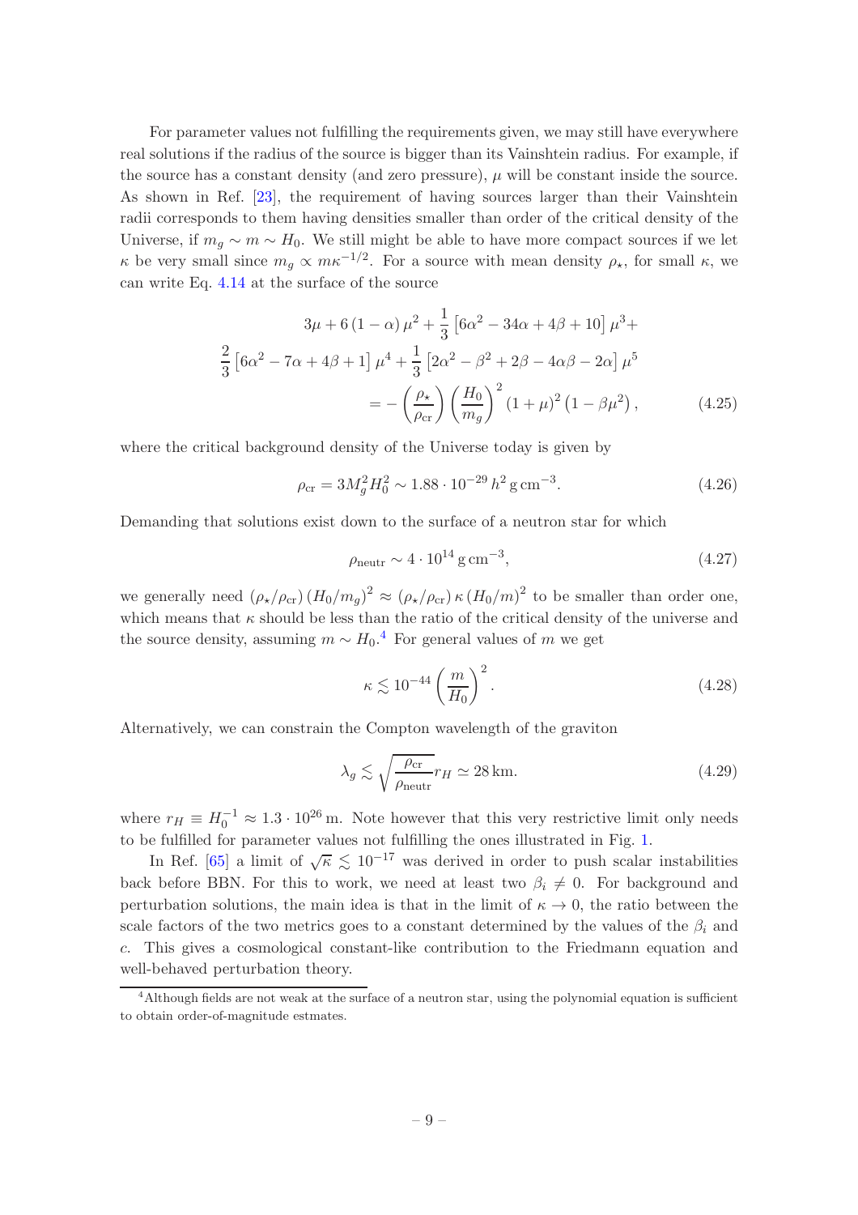For parameter values not fulfilling the requirements given, we may still have everywhere real solutions if the radius of the source is bigger than its Vainshtein radius. For example, if the source has a constant density (and zero pressure), $\mu$ will be constant inside the source. As shown in Ref. [23], the requirement of having sources larger than their Vainshtein radii corresponds to them having densities smaller than order of the critical density of the Universe, if $m_g \sim m \sim H_0$. We still might be able to have more compact sources if we let $\kappa$ be very small since $m_g \propto m\kappa^{-1/2}$. For a source with mean density $\rho_\star$, for small $\kappa$, we can write Eq. 4.14 at the surface of the source

$$
\begin{aligned}
3\mu + 6\left(1-\alpha\right)\mu^2 + \frac{1}{3}\left[6\alpha^2 - 34\alpha + 4\beta + 10\right]\mu^3 + \\
\frac{2}{3}\left[6\alpha^2 - 7\alpha + 4\beta + 1\right]\mu^4 + \frac{1}{3}\left[2\alpha^2 - \beta^2 + 2\beta - 4\alpha\beta - 2\alpha\right]\mu^5 \\
= -\left(\frac{\rho_\star}{\rho_{\rm cr}}\right)\left(\frac{H_0}{m_g}\right)^2\left(1+\mu\right)^2\left(1-\beta\mu^2\right),
\end{aligned}
\tag{4.25}
$$

where the critical background density of the Universe today is given by

$$
\rho_{\rm cr} = 3M_g^2 H_0^2 \sim 1.88 \cdot 10^{-29}\, h^2\, {\rm g\, cm^{-3}}. \tag{4.26}
$$

Demanding that solutions exist down to the surface of a neutron star for which

$$
\rho_{\rm neutr} \sim 4 \cdot 10^{14}\, {\rm g\, cm^{-3}}, \tag{4.27}
$$

we generally need $\left(\rho_\star/\rho_{\rm cr}\right)\left(H_0/m_g\right)^2 \approx \left(\rho_\star/\rho_{\rm cr}\right)\kappa\left(H_0/m\right)^2$ to be smaller than order one, which means that $\kappa$ should be less than the ratio of the critical density of the universe and the source density, assuming $m \sim H_0$.[4] For general values of $m$ we get

$$
\kappa \lesssim 10^{-44}\left(\frac{m}{H_0}\right)^2. \tag{4.28}
$$

Alternatively, we can constrain the Compton wavelength of the graviton

$$
\lambda_g \lesssim \sqrt{\frac{\rho_{\rm cr}}{\rho_{\rm neutr}}}\, r_H \simeq 28\, {\rm km}. \tag{4.29}
$$

where $r_H \equiv H_0^{-1} \approx 1.3 \cdot 10^{26}$ m. Note however that this very restrictive limit only needs to be fulfilled for parameter values not fulfilling the ones illustrated in Fig. 1.

In Ref. [65] a limit of $\sqrt{\kappa} \lesssim 10^{-17}$ was derived in order to push scalar instabilities back before BBN. For this to work, we need at least two $\beta_i \neq 0$. For background and perturbation solutions, the main idea is that in the limit of $\kappa \to 0$, the ratio between the scale factors of the two metrics goes to a constant determined by the values of the $\beta_i$ and $c$. This gives a cosmological constant-like contribution to the Friedmann equation and well-behaved perturbation theory.

[4] Although fields are not weak at the surface of a neutron star, using the polynomial equation is sufficient to obtain order-of-magnitude estmates.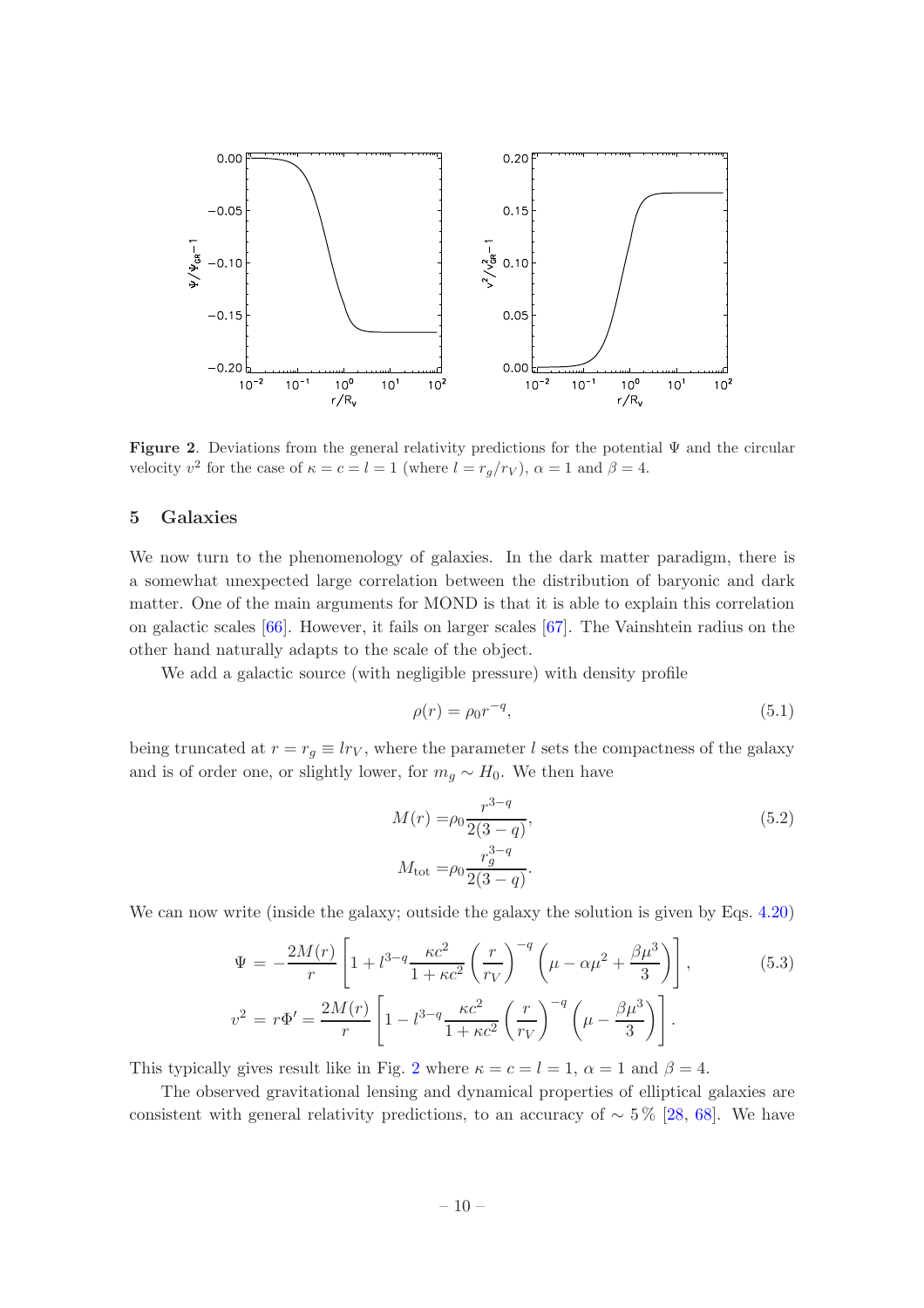**Figure 2**. Deviations from the general relativity predictions for the potential $\Psi$ and the circular velocity $v^2$ for the case of $\kappa = c = l = 1$ (where $l = r_g/r_V$), $\alpha = 1$ and $\beta = 4$.

## 5 Galaxies

We now turn to the phenomenology of galaxies. In the dark matter paradigm, there is a somewhat unexpected large correlation between the distribution of baryonic and dark matter. One of the main arguments for MOND is that it is able to explain this correlation on galactic scales [66]. However, it fails on larger scales [67]. The Vainshtein radius on the other hand naturally adapts to the scale of the object.

We add a galactic source (with negligible pressure) with density profile

$$\rho(r) = \rho_0 r^{-q}, \tag{5.1}$$

being truncated at $r = r_g \equiv l r_V$, where the parameter $l$ sets the compactness of the galaxy and is of order one, or slightly lower, for $m_g \sim H_0$. We then have

$$\begin{aligned} M(r) =& \rho_0 \frac{r^{3-q}}{2(3-q)}, \\ M_{\rm tot} =& \rho_0 \frac{r_g^{3-q}}{2(3-q)}. \end{aligned} \tag{5.2}$$

We can now write (inside the galaxy; outside the galaxy the solution is given by Eqs. 4.20)

$$\begin{aligned} \Psi =& -\frac{2M(r)}{r}\left[1 + l^{3-q}\frac{\kappa c^2}{1+\kappa c^2}\left(\frac{r}{r_V}\right)^{-q}\left(\mu - \alpha\mu^2 + \frac{\beta\mu^3}{3}\right)\right], \\ v^2 =& r\Phi' = \frac{2M(r)}{r}\left[1 - l^{3-q}\frac{\kappa c^2}{1+\kappa c^2}\left(\frac{r}{r_V}\right)^{-q}\left(\mu - \frac{\beta\mu^3}{3}\right)\right]. \end{aligned} \tag{5.3}$$

This typically gives result like in Fig. 2 where $\kappa = c = l = 1$, $\alpha = 1$ and $\beta = 4$.

The observed gravitational lensing and dynamical properties of elliptical galaxies are consistent with general relativity predictions, to an accuracy of $\sim 5\,\%$ [28, 68]. We have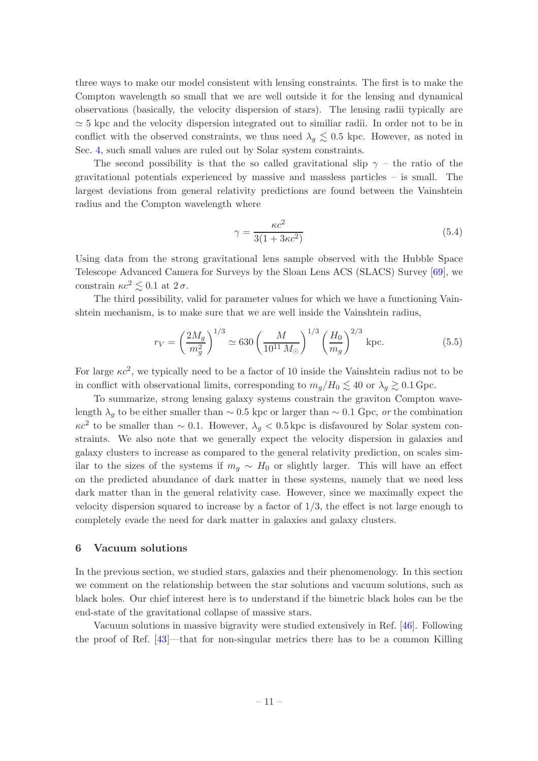three ways to make our model consistent with lensing constraints. The first is to make the Compton wavelength so small that we are well outside it for the lensing and dynamical observations (basically, the velocity dispersion of stars). The lensing radii typically are $\simeq 5$ kpc and the velocity dispersion integrated out to similiar radii. In order not to be in conflict with the observed constraints, we thus need $\lambda_g \lesssim 0.5$ kpc. However, as noted in Sec. 4, such small values are ruled out by Solar system constraints.

The second possibility is that the so called gravitational slip $\gamma$ – the ratio of the gravitational potentials experienced by massive and massless particles – is small. The largest deviations from general relativity predictions are found between the Vainshtein radius and the Compton wavelength where

$$\gamma = \frac{\kappa c^2}{3(1 + 3\kappa c^2)} \tag{5.4}$$

Using data from the strong gravitational lens sample observed with the Hubble Space Telescope Advanced Camera for Surveys by the Sloan Lens ACS (SLACS) Survey [69], we constrain $\kappa c^2 \lesssim 0.1$ at $2\,\sigma$.

The third possibility, valid for parameter values for which we have a functioning Vainshtein mechanism, is to make sure that we are well inside the Vainshtein radius,

$$r_V = \left(\frac{2M_g}{m_g^2}\right)^{1/3} \simeq 630 \left(\frac{M}{10^{11}\,M_\odot}\right)^{1/3} \left(\frac{H_0}{m_g}\right)^{2/3} \text{kpc}. \tag{5.5}$$

For large $\kappa c^2$, we typically need to be a factor of 10 inside the Vainshtein radius not to be in conflict with observational limits, corresponding to $m_g/H_0 \lesssim 40$ or $\lambda_g \gtrsim 0.1\,\text{Gpc}$.

To summarize, strong lensing galaxy systems constrain the graviton Compton wavelength $\lambda_g$ to be either smaller than $\sim 0.5$ kpc or larger than $\sim 0.1$ Gpc, *or* the combination $\kappa c^2$ to be smaller than $\sim 0.1$. However, $\lambda_g < 0.5\,\text{kpc}$ is disfavoured by Solar system constraints. We also note that we generally expect the velocity dispersion in galaxies and galaxy clusters to increase as compared to the general relativity prediction, on scales similar to the sizes of the systems if $m_g \sim H_0$ or slightly larger. This will have an effect on the predicted abundance of dark matter in these systems, namely that we need less dark matter than in the general relativity case. However, since we maximally expect the velocity dispersion squared to increase by a factor of $1/3$, the effect is not large enough to completely evade the need for dark matter in galaxies and galaxy clusters.

## 6 Vacuum solutions

In the previous section, we studied stars, galaxies and their phenomenology. In this section we comment on the relationship between the star solutions and vacuum solutions, such as black holes. Our chief interest here is to understand if the bimetric black holes can be the end-state of the gravitational collapse of massive stars.

Vacuum solutions in massive bigravity were studied extensively in Ref. [46]. Following the proof of Ref. [43]—that for non-singular metrics there has to be a common Killing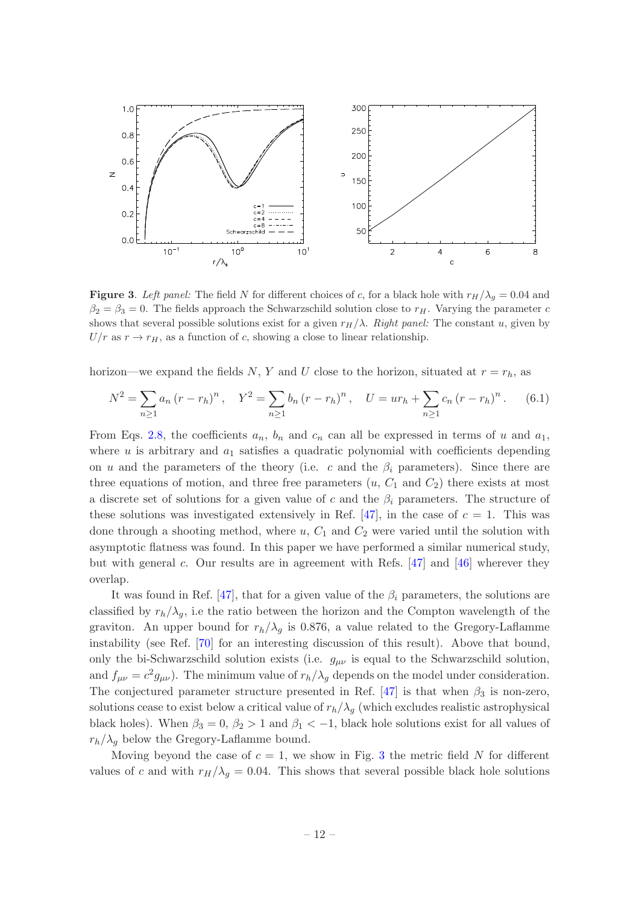**Figure 3**. *Left panel:* The field $N$ for different choices of $c$, for a black hole with $r_H/\lambda_g = 0.04$ and $\beta_2 = \beta_3 = 0$. The fields approach the Schwarzschild solution close to $r_H$. Varying the parameter $c$ shows that several possible solutions exist for a given $r_H/\lambda$. *Right panel:* The constant $u$, given by $U/r$ as $r \to r_H$, as a function of $c$, showing a close to linear relationship.

horizon—we expand the fields $N$, $Y$ and $U$ close to the horizon, situated at $r = r_h$, as

$$N^2 = \sum_{n \geq 1} a_n \left(r - r_h\right)^n, \quad Y^2 = \sum_{n \geq 1} b_n \left(r - r_h\right)^n, \quad U = u r_h + \sum_{n \geq 1} c_n \left(r - r_h\right)^n. \qquad (6.1)$$

From Eqs. 2.8, the coefficients $a_n$, $b_n$ and $c_n$ can all be expressed in terms of $u$ and $a_1$, where $u$ is arbitrary and $a_1$ satisfies a quadratic polynomial with coefficients depending on $u$ and the parameters of the theory (i.e. $c$ and the $\beta_i$ parameters). Since there are three equations of motion, and three free parameters ($u$, $C_1$ and $C_2$) there exists at most a discrete set of solutions for a given value of $c$ and the $\beta_i$ parameters. The structure of these solutions was investigated extensively in Ref. [47], in the case of $c = 1$. This was done through a shooting method, where $u$, $C_1$ and $C_2$ were varied until the solution with asymptotic flatness was found. In this paper we have performed a similar numerical study, but with general $c$. Our results are in agreement with Refs. [47] and [46] wherever they overlap.

It was found in Ref. [47], that for a given value of the $\beta_i$ parameters, the solutions are classified by $r_h/\lambda_g$, i.e the ratio between the horizon and the Compton wavelength of the graviton. An upper bound for $r_h/\lambda_g$ is 0.876, a value related to the Gregory-Laflamme instability (see Ref. [70] for an interesting discussion of this result). Above that bound, only the bi-Schwarzschild solution exists (i.e. $g_{\mu\nu}$ is equal to the Schwarzschild solution, and $f_{\mu\nu} = c^2 g_{\mu\nu}$). The minimum value of $r_h/\lambda_g$ depends on the model under consideration. The conjectured parameter structure presented in Ref. [47] is that when $\beta_3$ is non-zero, solutions cease to exist below a critical value of $r_h/\lambda_g$ (which excludes realistic astrophysical black holes). When $\beta_3 = 0$, $\beta_2 > 1$ and $\beta_1 < -1$, black hole solutions exist for all values of $r_h/\lambda_g$ below the Gregory-Laflamme bound.

Moving beyond the case of $c = 1$, we show in Fig. 3 the metric field $N$ for different values of $c$ and with $r_H/\lambda_g = 0.04$. This shows that several possible black hole solutions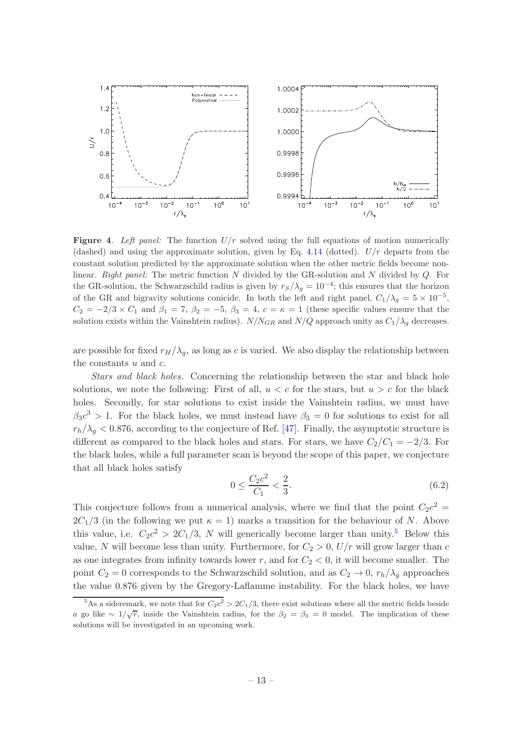**Figure 4**. *Left panel:* The function $U/r$ solved using the full equations of motion numerically (dashed) and using the approximate solution, given by Eq. 4.14 (dotted). $U/r$ departs from the constant solution predicted by the approximate solution when the other metric fields become non-linear. *Right panel:* The metric function $N$ divided by the GR-solution and $N$ divided by $Q$. For the GR-solution, the Schwarzschild radius is given by $r_S/\lambda_g = 10^{-4}$; this ensures that the horizon of the GR and bigravity solutions conicide. In both the left and right panel, $C_1/\lambda_g = 5 \times 10^{-5}$, $C_2 = -2/3 \times C_1$ and $\beta_1 = 7$, $\beta_2 = -5$, $\beta_3 = 4$, $c = \kappa = 1$ (these specific values ensure that the solution exists within the Vainshtein radius). $N/N_{GR}$ and $N/Q$ approach unity as $C_1/\lambda_g$ decreases.

are possible for fixed $r_H/\lambda_g$, as long as $c$ is varied. We also display the relationship between the constants $u$ and $c$.

*Stars and black holes.* Concerning the relationship between the star and black hole solutions, we note the following: First of all, $u < c$ for the stars, but $u > c$ for the black holes. Secondly, for star solutions to exist inside the Vainshtein radius, we must have $\beta_3 c^3 > 1$. For the black holes, we must instead have $\beta_3 = 0$ for solutions to exist for all $r_h/\lambda_g < 0.876$, according to the conjecture of Ref. [47]. Finally, the asymptotic structure is different as compared to the black holes and stars. For stars, we have $C_2/C_1 = -2/3$. For the black holes, while a full parameter scan is beyond the scope of this paper, we conjecture that all black holes satisfy

$$0 \leq \frac{C_2 c^2}{C_1} < \frac{2}{3}. \tag{6.2}$$

This conjecture follows from a numerical analysis, where we find that the point $C_2 c^2 = 2C_1/3$ (in the following we put $\kappa = 1$) marks a transition for the behaviour of $N$. Above this value, i.e. $C_2 c^2 > 2C_1/3$, $N$ will generically become larger than unity.[5] Below this value, $N$ will become less than unity. Furthermore, for $C_2 > 0$, $U/r$ will grow larger than $c$ as one integrates from infinity towards lower $r$, and for $C_2 < 0$, it will become smaller. The point $C_2 = 0$ corresponds to the Schwarzschild solution, and as $C_2 \to 0$, $r_h/\lambda_g$ approaches the value 0.876 given by the Gregory-Laflamme instability. For the black holes, we have

[5] As a sideremark, we note that for $C_2 c^2 > 2C_1/3$, there exist solutions where all the metric fields beside $a$ go like $\sim 1/\sqrt{r}$, inside the Vainshtein radius, for the $\beta_2 = \beta_3 = 0$ model. The implication of these solutions will be investigated in an upcoming work.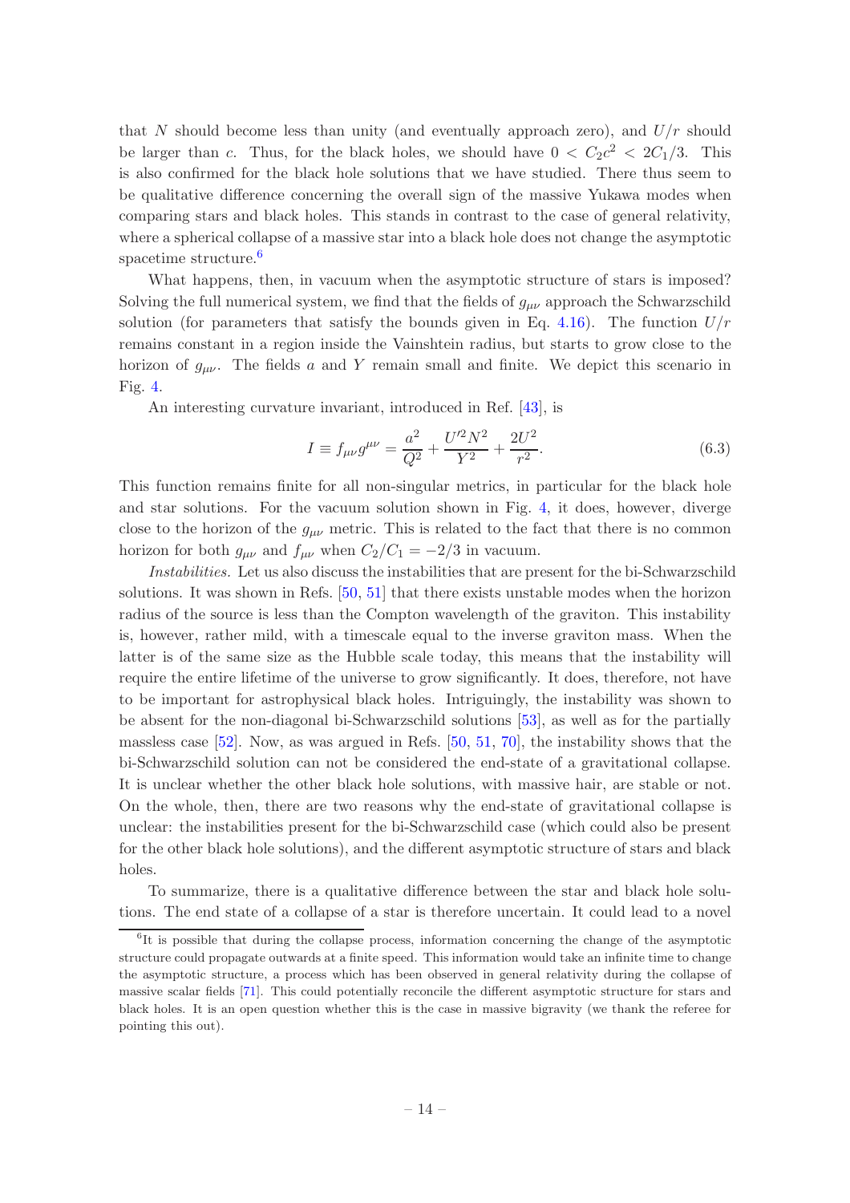that $N$ should become less than unity (and eventually approach zero), and $U/r$ should be larger than $c$. Thus, for the black holes, we should have $0 < C_2 c^2 < 2C_1/3$. This is also confirmed for the black hole solutions that we have studied. There thus seem to be qualitative difference concerning the overall sign of the massive Yukawa modes when comparing stars and black holes. This stands in contrast to the case of general relativity, where a spherical collapse of a massive star into a black hole does not change the asymptotic spacetime structure.[6]

What happens, then, in vacuum when the asymptotic structure of stars is imposed? Solving the full numerical system, we find that the fields of $g_{\mu\nu}$ approach the Schwarzschild solution (for parameters that satisfy the bounds given in Eq. 4.16). The function $U/r$ remains constant in a region inside the Vainshtein radius, but starts to grow close to the horizon of $g_{\mu\nu}$. The fields $a$ and $Y$ remain small and finite. We depict this scenario in Fig. 4.

An interesting curvature invariant, introduced in Ref. [43], is

$$I \equiv f_{\mu\nu} g^{\mu\nu} = \frac{a^2}{Q^2} + \frac{U'^2 N^2}{Y^2} + \frac{2U^2}{r^2}. \tag{6.3}$$

This function remains finite for all non-singular metrics, in particular for the black hole and star solutions. For the vacuum solution shown in Fig. 4, it does, however, diverge close to the horizon of the $g_{\mu\nu}$ metric. This is related to the fact that there is no common horizon for both $g_{\mu\nu}$ and $f_{\mu\nu}$ when $C_2/C_1 = -2/3$ in vacuum.

*Instabilities.* Let us also discuss the instabilities that are present for the bi-Schwarzschild solutions. It was shown in Refs. [50, 51] that there exists unstable modes when the horizon radius of the source is less than the Compton wavelength of the graviton. This instability is, however, rather mild, with a timescale equal to the inverse graviton mass. When the latter is of the same size as the Hubble scale today, this means that the instability will require the entire lifetime of the universe to grow significantly. It does, therefore, not have to be important for astrophysical black holes. Intriguingly, the instability was shown to be absent for the non-diagonal bi-Schwarzschild solutions [53], as well as for the partially massless case [52]. Now, as was argued in Refs. [50, 51, 70], the instability shows that the bi-Schwarzschild solution can not be considered the end-state of a gravitational collapse. It is unclear whether the other black hole solutions, with massive hair, are stable or not. On the whole, then, there are two reasons why the end-state of gravitational collapse is unclear: the instabilities present for the bi-Schwarzschild case (which could also be present for the other black hole solutions), and the different asymptotic structure of stars and black holes.

To summarize, there is a qualitative difference between the star and black hole solutions. The end state of a collapse of a star is therefore uncertain. It could lead to a novel

[6] It is possible that during the collapse process, information concerning the change of the asymptotic structure could propagate outwards at a finite speed. This information would take an infinite time to change the asymptotic structure, a process which has been observed in general relativity during the collapse of massive scalar fields [71]. This could potentially reconcile the different asymptotic structure for stars and black holes. It is an open question whether this is the case in massive bigravity (we thank the referee for pointing this out).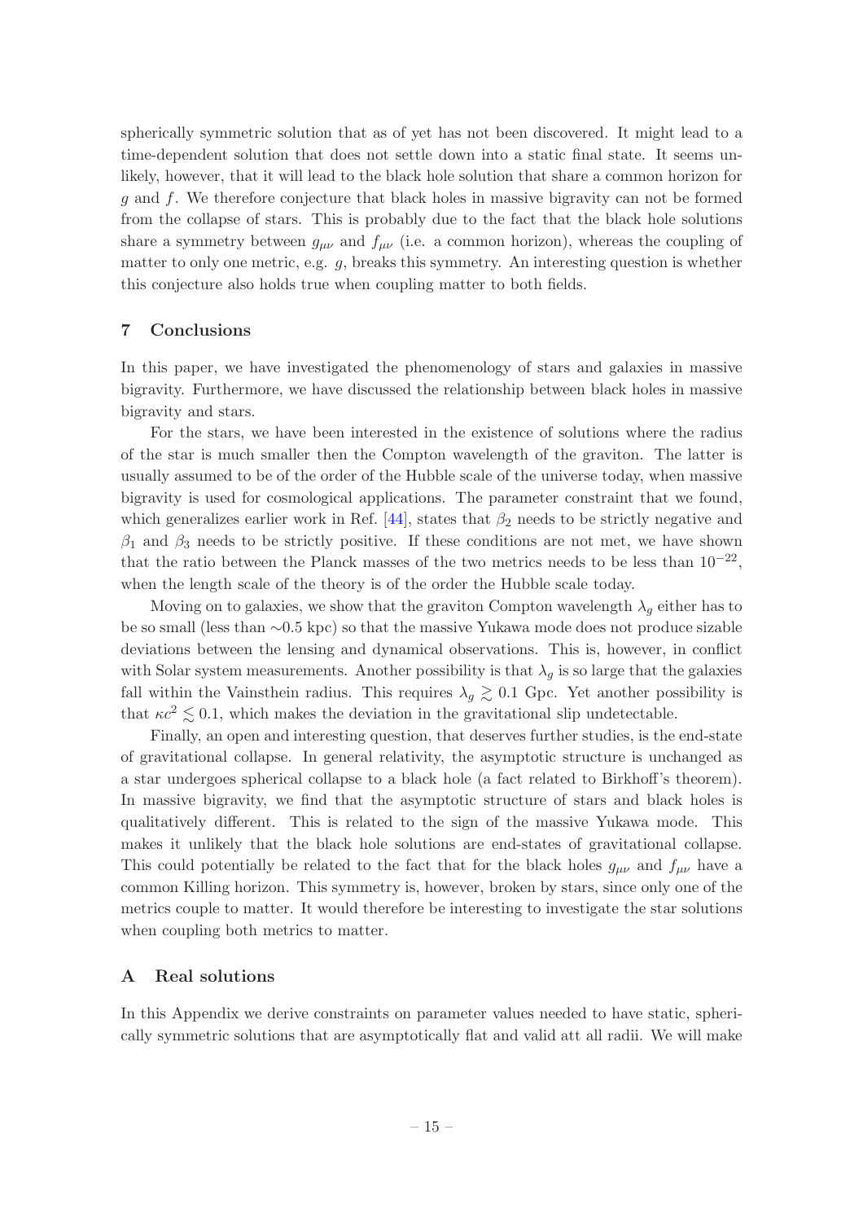spherically symmetric solution that as of yet has not been discovered. It might lead to a time-dependent solution that does not settle down into a static final state. It seems unlikely, however, that it will lead to the black hole solution that share a common horizon for $g$ and $f$. We therefore conjecture that black holes in massive bigravity can not be formed from the collapse of stars. This is probably due to the fact that the black hole solutions share a symmetry between $g_{\mu\nu}$ and $f_{\mu\nu}$ (i.e. a common horizon), whereas the coupling of matter to only one metric, e.g. $g$, breaks this symmetry. An interesting question is whether this conjecture also holds true when coupling matter to both fields.

## 7 Conclusions

In this paper, we have investigated the phenomenology of stars and galaxies in massive bigravity. Furthermore, we have discussed the relationship between black holes in massive bigravity and stars.

For the stars, we have been interested in the existence of solutions where the radius of the star is much smaller then the Compton wavelength of the graviton. The latter is usually assumed to be of the order of the Hubble scale of the universe today, when massive bigravity is used for cosmological applications. The parameter constraint that we found, which generalizes earlier work in Ref. [44], states that $\beta_2$ needs to be strictly negative and $\beta_1$ and $\beta_3$ needs to be strictly positive. If these conditions are not met, we have shown that the ratio between the Planck masses of the two metrics needs to be less than $10^{-22}$, when the length scale of the theory is of the order the Hubble scale today.

Moving on to galaxies, we show that the graviton Compton wavelength $\lambda_g$ either has to be so small (less than $\sim$0.5 kpc) so that the massive Yukawa mode does not produce sizable deviations between the lensing and dynamical observations. This is, however, in conflict with Solar system measurements. Another possibility is that $\lambda_g$ is so large that the galaxies fall within the Vainsthein radius. This requires $\lambda_g \gtrsim 0.1$ Gpc. Yet another possibility is that $\kappa c^2 \lesssim 0.1$, which makes the deviation in the gravitational slip undetectable.

Finally, an open and interesting question, that deserves further studies, is the end-state of gravitational collapse. In general relativity, the asymptotic structure is unchanged as a star undergoes spherical collapse to a black hole (a fact related to Birkhoff's theorem). In massive bigravity, we find that the asymptotic structure of stars and black holes is qualitatively different. This is related to the sign of the massive Yukawa mode. This makes it unlikely that the black hole solutions are end-states of gravitational collapse. This could potentially be related to the fact that for the black holes $g_{\mu\nu}$ and $f_{\mu\nu}$ have a common Killing horizon. This symmetry is, however, broken by stars, since only one of the metrics couple to matter. It would therefore be interesting to investigate the star solutions when coupling both metrics to matter.

## A Real solutions

In this Appendix we derive constraints on parameter values needed to have static, spherically symmetric solutions that are asymptotically flat and valid att all radii. We will make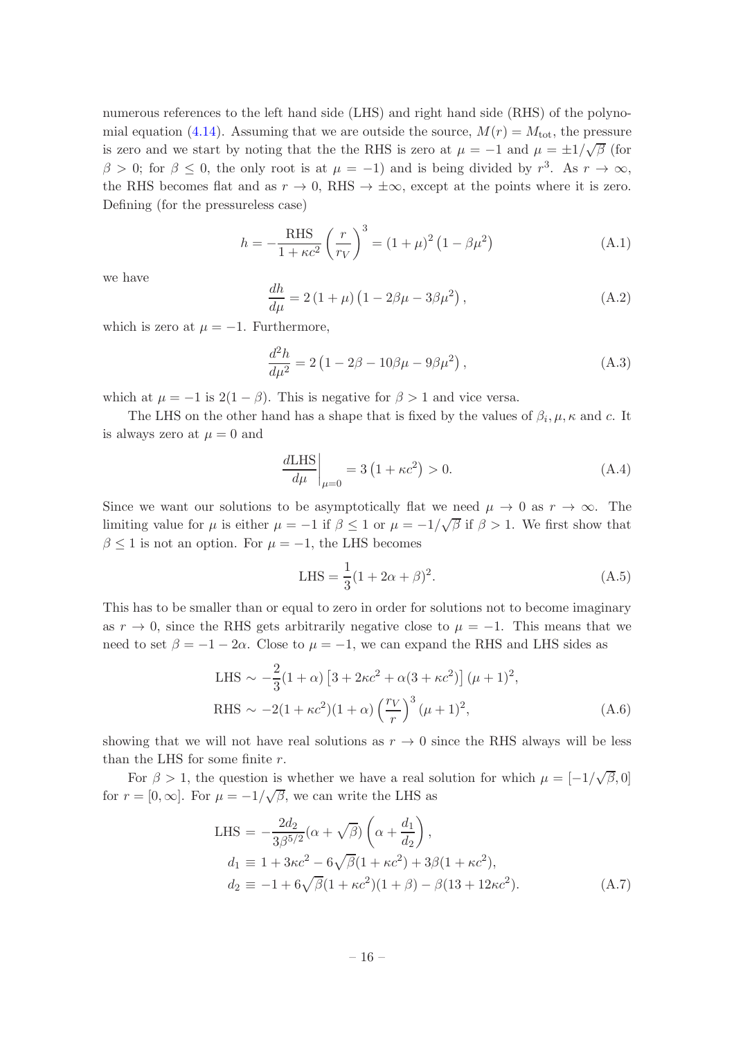numerous references to the left hand side (LHS) and right hand side (RHS) of the polynomial equation (4.14). Assuming that we are outside the source, $M(r) = M_{\rm tot}$, the pressure is zero and we start by noting that the the RHS is zero at $\mu = -1$ and $\mu = \pm 1/\sqrt{\beta}$ (for $\beta > 0$; for $\beta \leq 0$, the only root is at $\mu = -1$) and is being divided by $r^3$. As $r \to \infty$, the RHS becomes flat and as $r \to 0$, RHS $\to \pm\infty$, except at the points where it is zero. Defining (for the pressureless case)

$$h = -\frac{\text{RHS}}{1+\kappa c^2}\left(\frac{r}{r_V}\right)^3 = (1+\mu)^2\left(1-\beta\mu^2\right) \tag{A.1}$$

we have

$$\frac{dh}{d\mu} = 2\left(1+\mu\right)\left(1-2\beta\mu-3\beta\mu^2\right), \tag{A.2}$$

which is zero at $\mu = -1$. Furthermore,

$$\frac{d^2h}{d\mu^2} = 2\left(1-2\beta-10\beta\mu-9\beta\mu^2\right), \tag{A.3}$$

which at $\mu = -1$ is $2(1-\beta)$. This is negative for $\beta > 1$ and vice versa.

The LHS on the other hand has a shape that is fixed by the values of $\beta_i, \mu, \kappa$ and $c$. It is always zero at $\mu = 0$ and

$$\left.\frac{d\text{LHS}}{d\mu}\right|_{\mu=0} = 3\left(1+\kappa c^2\right) > 0. \tag{A.4}$$

Since we want our solutions to be asymptotically flat we need $\mu \to 0$ as $r \to \infty$. The limiting value for $\mu$ is either $\mu = -1$ if $\beta \leq 1$ or $\mu = -1/\sqrt{\beta}$ if $\beta > 1$. We first show that $\beta \leq 1$ is not an option. For $\mu = -1$, the LHS becomes

$$\text{LHS} = \frac{1}{3}(1+2\alpha+\beta)^2. \tag{A.5}$$

This has to be smaller than or equal to zero in order for solutions not to become imaginary as $r \to 0$, since the RHS gets arbitrarily negative close to $\mu = -1$. This means that we need to set $\beta = -1-2\alpha$. Close to $\mu = -1$, we can expand the RHS and LHS sides as

$$\begin{aligned}
\text{LHS} &\sim -\frac{2}{3}(1+\alpha)\left[3+2\kappa c^2+\alpha(3+\kappa c^2)\right](\mu+1)^2, \\
\text{RHS} &\sim -2(1+\kappa c^2)(1+\alpha)\left(\frac{r_V}{r}\right)^3(\mu+1)^2,
\end{aligned} \tag{A.6}$$

showing that we will not have real solutions as $r \to 0$ since the RHS always will be less than the LHS for some finite $r$.

For $\beta > 1$, the question is whether we have a real solution for which $\mu = [-1/\sqrt{\beta}, 0]$ for $r = [0, \infty]$. For $\mu = -1/\sqrt{\beta}$, we can write the LHS as

$$\begin{aligned}
\text{LHS} &= -\frac{2d_2}{3\beta^{5/2}}(\alpha+\sqrt{\beta})\left(\alpha+\frac{d_1}{d_2}\right), \\
d_1 &\equiv 1+3\kappa c^2-6\sqrt{\beta}(1+\kappa c^2)+3\beta(1+\kappa c^2), \\
d_2 &\equiv -1+6\sqrt{\beta}(1+\kappa c^2)(1+\beta)-\beta(13+12\kappa c^2).
\end{aligned} \tag{A.7}$$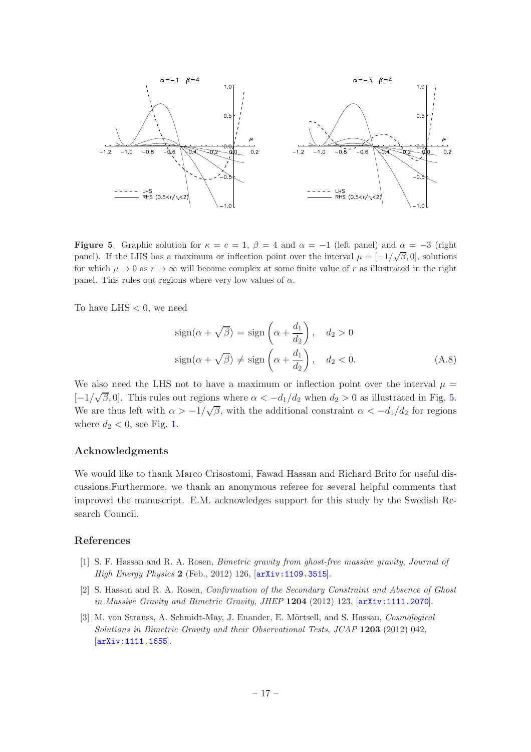**Figure 5**. Graphic solution for $\kappa = c = 1$, $\beta = 4$ and $\alpha = -1$ (left panel) and $\alpha = -3$ (right panel). If the LHS has a maximum or inflection point over the interval $\mu = [-1/\sqrt{\beta}, 0]$, solutions for which $\mu \to 0$ as $r \to \infty$ will become complex at some finite value of $r$ as illustrated in the right panel. This rules out regions where very low values of $\alpha$.

To have LHS $< 0$, we need

$$\begin{aligned}
\text{sign}(\alpha + \sqrt{\beta}) &= \text{sign}\left(\alpha + \frac{d_1}{d_2}\right), \quad d_2 > 0 \\
\text{sign}(\alpha + \sqrt{\beta}) &\neq \text{sign}\left(\alpha + \frac{d_1}{d_2}\right), \quad d_2 < 0.
\end{aligned} \tag{A.8}$$

We also need the LHS not to have a maximum or inflection point over the interval $\mu = [-1/\sqrt{\beta}, 0]$. This rules out regions where $\alpha < -d_1/d_2$ when $d_2 > 0$ as illustrated in Fig. 5. We are thus left with $\alpha > -1/\sqrt{\beta}$, with the additional constraint $\alpha < -d_1/d_2$ for regions where $d_2 < 0$, see Fig. 1.

## Acknowledgments

We would like to thank Marco Crisostomi, Fawad Hassan and Richard Brito for useful discussions.Furthermore, we thank an anonymous referee for several helpful comments that improved the manuscript. E.M. acknowledges support for this study by the Swedish Research Council.

## References

[1] S. F. Hassan and R. A. Rosen, *Bimetric gravity from ghost-free massive gravity*, *Journal of High Energy Physics* **2** (Feb., 2012) 126, [arXiv:1109.3515].

[2] S. Hassan and R. A. Rosen, *Confirmation of the Secondary Constraint and Absence of Ghost in Massive Gravity and Bimetric Gravity*, *JHEP* **1204** (2012) 123, [arXiv:1111.2070].

[3] M. von Strauss, A. Schmidt-May, J. Enander, E. Mörtsell, and S. Hassan, *Cosmological Solutions in Bimetric Gravity and their Observational Tests*, *JCAP* **1203** (2012) 042, [arXiv:1111.1655].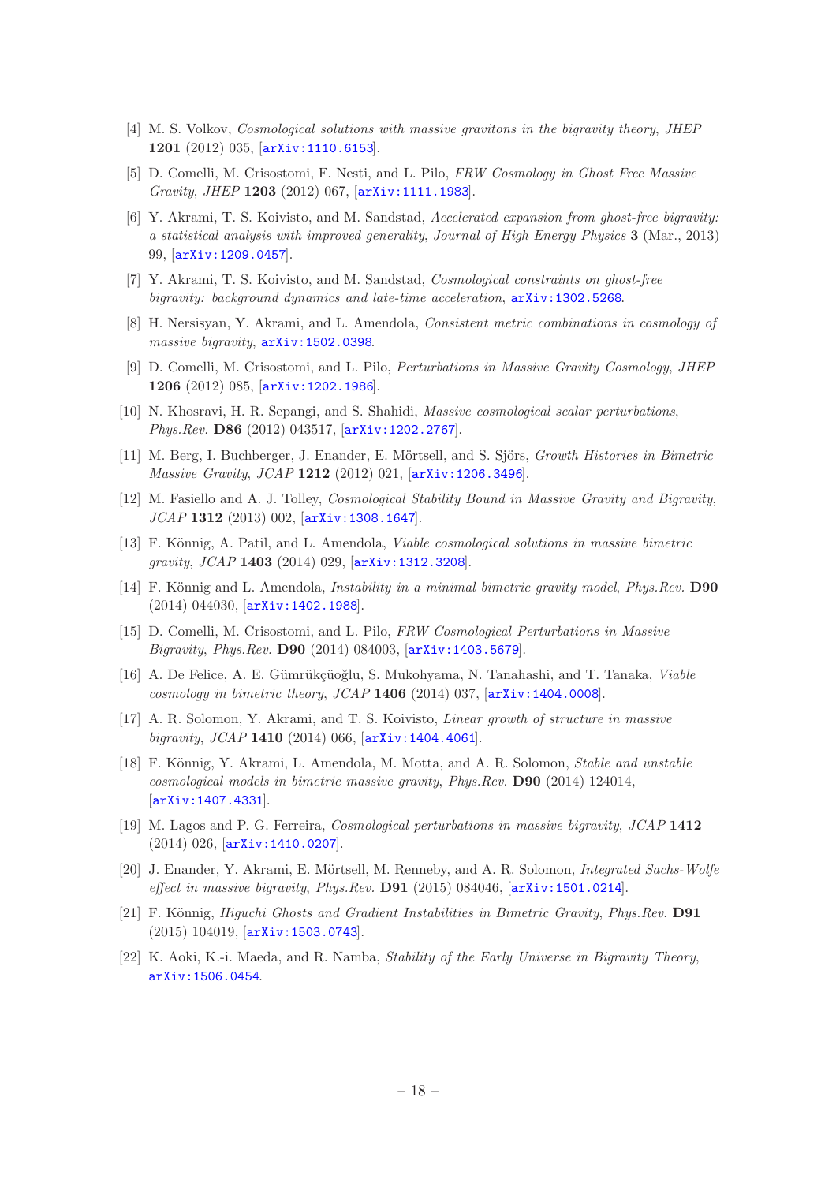[4] M. S. Volkov, *Cosmological solutions with massive gravitons in the bigravity theory*, *JHEP* **1201** (2012) 035, [arXiv:1110.6153].

[5] D. Comelli, M. Crisostomi, F. Nesti, and L. Pilo, *FRW Cosmology in Ghost Free Massive Gravity*, *JHEP* **1203** (2012) 067, [arXiv:1111.1983].

[6] Y. Akrami, T. S. Koivisto, and M. Sandstad, *Accelerated expansion from ghost-free bigravity: a statistical analysis with improved generality*, *Journal of High Energy Physics* **3** (Mar., 2013) 99, [arXiv:1209.0457].

[7] Y. Akrami, T. S. Koivisto, and M. Sandstad, *Cosmological constraints on ghost-free bigravity: background dynamics and late-time acceleration*, arXiv:1302.5268.

[8] H. Nersisyan, Y. Akrami, and L. Amendola, *Consistent metric combinations in cosmology of massive bigravity*, arXiv:1502.0398.

[9] D. Comelli, M. Crisostomi, and L. Pilo, *Perturbations in Massive Gravity Cosmology*, *JHEP* **1206** (2012) 085, [arXiv:1202.1986].

[10] N. Khosravi, H. R. Sepangi, and S. Shahidi, *Massive cosmological scalar perturbations*, *Phys.Rev.* **D86** (2012) 043517, [arXiv:1202.2767].

[11] M. Berg, I. Buchberger, J. Enander, E. Mörtsell, and S. Sjörs, *Growth Histories in Bimetric Massive Gravity*, *JCAP* **1212** (2012) 021, [arXiv:1206.3496].

[12] M. Fasiello and A. J. Tolley, *Cosmological Stability Bound in Massive Gravity and Bigravity*, *JCAP* **1312** (2013) 002, [arXiv:1308.1647].

[13] F. Könnig, A. Patil, and L. Amendola, *Viable cosmological solutions in massive bimetric gravity*, *JCAP* **1403** (2014) 029, [arXiv:1312.3208].

[14] F. Könnig and L. Amendola, *Instability in a minimal bimetric gravity model*, *Phys.Rev.* **D90** (2014) 044030, [arXiv:1402.1988].

[15] D. Comelli, M. Crisostomi, and L. Pilo, *FRW Cosmological Perturbations in Massive Bigravity*, *Phys.Rev.* **D90** (2014) 084003, [arXiv:1403.5679].

[16] A. De Felice, A. E. Gümrükçüoğlu, S. Mukohyama, N. Tanahashi, and T. Tanaka, *Viable cosmology in bimetric theory*, *JCAP* **1406** (2014) 037, [arXiv:1404.0008].

[17] A. R. Solomon, Y. Akrami, and T. S. Koivisto, *Linear growth of structure in massive bigravity*, *JCAP* **1410** (2014) 066, [arXiv:1404.4061].

[18] F. Könnig, Y. Akrami, L. Amendola, M. Motta, and A. R. Solomon, *Stable and unstable cosmological models in bimetric massive gravity*, *Phys.Rev.* **D90** (2014) 124014, [arXiv:1407.4331].

[19] M. Lagos and P. G. Ferreira, *Cosmological perturbations in massive bigravity*, *JCAP* **1412** (2014) 026, [arXiv:1410.0207].

[20] J. Enander, Y. Akrami, E. Mörtsell, M. Renneby, and A. R. Solomon, *Integrated Sachs-Wolfe effect in massive bigravity*, *Phys.Rev.* **D91** (2015) 084046, [arXiv:1501.0214].

[21] F. Könnig, *Higuchi Ghosts and Gradient Instabilities in Bimetric Gravity*, *Phys.Rev.* **D91** (2015) 104019, [arXiv:1503.0743].

[22] K. Aoki, K.-i. Maeda, and R. Namba, *Stability of the Early Universe in Bigravity Theory*, arXiv:1506.0454.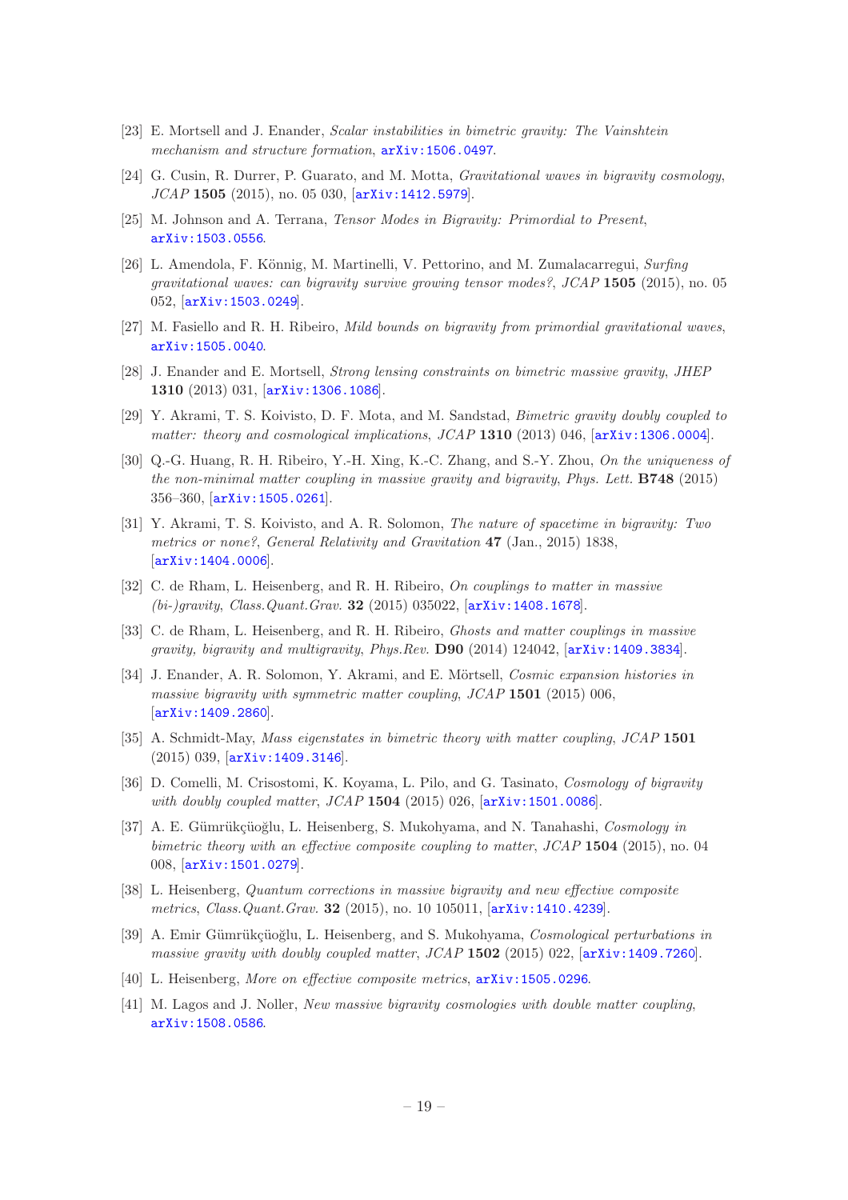[23] E. Mortsell and J. Enander, *Scalar instabilities in bimetric gravity: The Vainshtein mechanism and structure formation*, arXiv:1506.0497.

[24] G. Cusin, R. Durrer, P. Guarato, and M. Motta, *Gravitational waves in bigravity cosmology*, *JCAP* **1505** (2015), no. 05 030, [arXiv:1412.5979].

[25] M. Johnson and A. Terrana, *Tensor Modes in Bigravity: Primordial to Present*, arXiv:1503.0556.

[26] L. Amendola, F. Könnig, M. Martinelli, V. Pettorino, and M. Zumalacarregui, *Surfing gravitational waves: can bigravity survive growing tensor modes?*, *JCAP* **1505** (2015), no. 05 052, [arXiv:1503.0249].

[27] M. Fasiello and R. H. Ribeiro, *Mild bounds on bigravity from primordial gravitational waves*, arXiv:1505.0040.

[28] J. Enander and E. Mortsell, *Strong lensing constraints on bimetric massive gravity*, *JHEP* **1310** (2013) 031, [arXiv:1306.1086].

[29] Y. Akrami, T. S. Koivisto, D. F. Mota, and M. Sandstad, *Bimetric gravity doubly coupled to matter: theory and cosmological implications*, *JCAP* **1310** (2013) 046, [arXiv:1306.0004].

[30] Q.-G. Huang, R. H. Ribeiro, Y.-H. Xing, K.-C. Zhang, and S.-Y. Zhou, *On the uniqueness of the non-minimal matter coupling in massive gravity and bigravity*, *Phys. Lett.* **B748** (2015) 356–360, [arXiv:1505.0261].

[31] Y. Akrami, T. S. Koivisto, and A. R. Solomon, *The nature of spacetime in bigravity: Two metrics or none?*, *General Relativity and Gravitation* **47** (Jan., 2015) 1838, [arXiv:1404.0006].

[32] C. de Rham, L. Heisenberg, and R. H. Ribeiro, *On couplings to matter in massive (bi-)gravity*, *Class.Quant.Grav.* **32** (2015) 035022, [arXiv:1408.1678].

[33] C. de Rham, L. Heisenberg, and R. H. Ribeiro, *Ghosts and matter couplings in massive gravity, bigravity and multigravity*, *Phys.Rev.* **D90** (2014) 124042, [arXiv:1409.3834].

[34] J. Enander, A. R. Solomon, Y. Akrami, and E. Mörtsell, *Cosmic expansion histories in massive bigravity with symmetric matter coupling*, *JCAP* **1501** (2015) 006, [arXiv:1409.2860].

[35] A. Schmidt-May, *Mass eigenstates in bimetric theory with matter coupling*, *JCAP* **1501** (2015) 039, [arXiv:1409.3146].

[36] D. Comelli, M. Crisostomi, K. Koyama, L. Pilo, and G. Tasinato, *Cosmology of bigravity with doubly coupled matter*, *JCAP* **1504** (2015) 026, [arXiv:1501.0086].

[37] A. E. Gümrükçüoğlu, L. Heisenberg, S. Mukohyama, and N. Tanahashi, *Cosmology in bimetric theory with an effective composite coupling to matter*, *JCAP* **1504** (2015), no. 04 008, [arXiv:1501.0279].

[38] L. Heisenberg, *Quantum corrections in massive bigravity and new effective composite metrics*, *Class.Quant.Grav.* **32** (2015), no. 10 105011, [arXiv:1410.4239].

[39] A. Emir Gümrükçüoğlu, L. Heisenberg, and S. Mukohyama, *Cosmological perturbations in massive gravity with doubly coupled matter*, *JCAP* **1502** (2015) 022, [arXiv:1409.7260].

[40] L. Heisenberg, *More on effective composite metrics*, arXiv:1505.0296.

[41] M. Lagos and J. Noller, *New massive bigravity cosmologies with double matter coupling*, arXiv:1508.0586.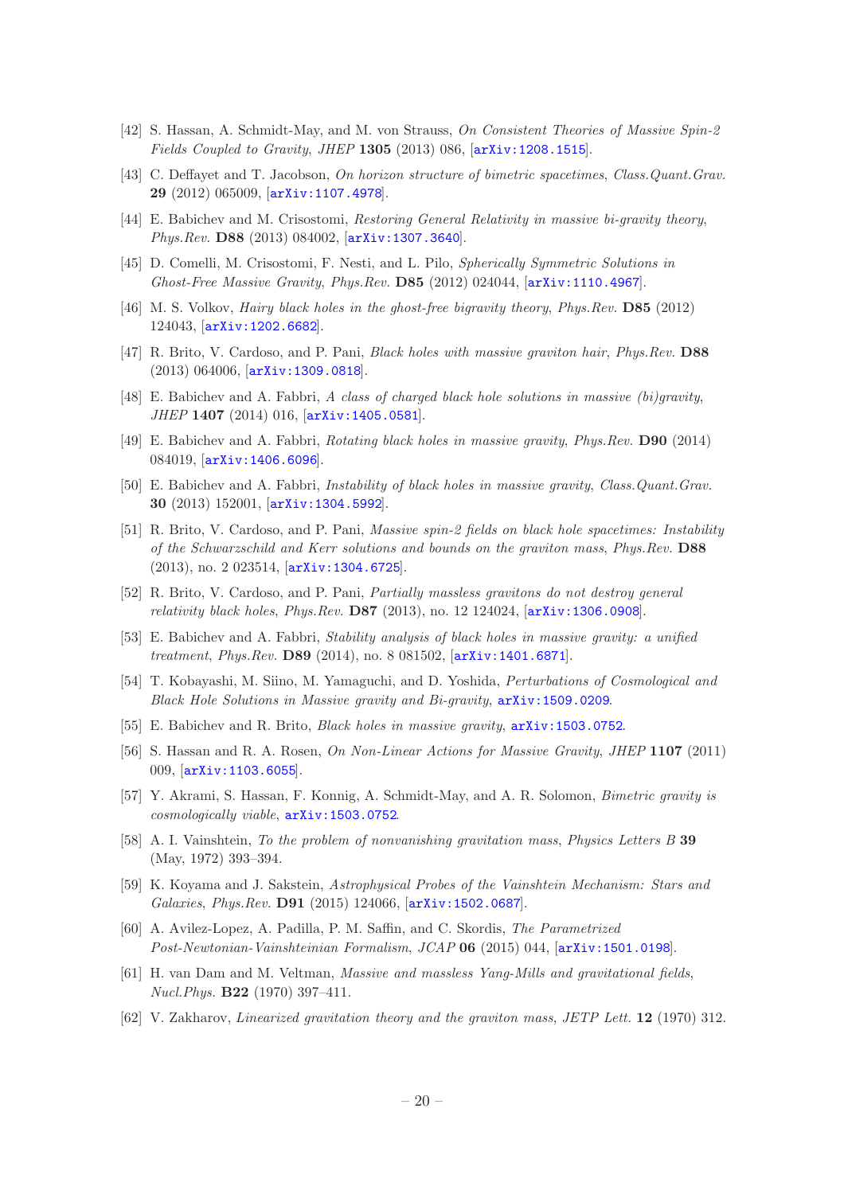[42] S. Hassan, A. Schmidt-May, and M. von Strauss, *On Consistent Theories of Massive Spin-2 Fields Coupled to Gravity*, *JHEP* **1305** (2013) 086, [arXiv:1208.1515].

[43] C. Deffayet and T. Jacobson, *On horizon structure of bimetric spacetimes*, *Class.Quant.Grav.* **29** (2012) 065009, [arXiv:1107.4978].

[44] E. Babichev and M. Crisostomi, *Restoring General Relativity in massive bi-gravity theory*, *Phys.Rev.* **D88** (2013) 084002, [arXiv:1307.3640].

[45] D. Comelli, M. Crisostomi, F. Nesti, and L. Pilo, *Spherically Symmetric Solutions in Ghost-Free Massive Gravity*, *Phys.Rev.* **D85** (2012) 024044, [arXiv:1110.4967].

[46] M. S. Volkov, *Hairy black holes in the ghost-free bigravity theory*, *Phys.Rev.* **D85** (2012) 124043, [arXiv:1202.6682].

[47] R. Brito, V. Cardoso, and P. Pani, *Black holes with massive graviton hair*, *Phys.Rev.* **D88** (2013) 064006, [arXiv:1309.0818].

[48] E. Babichev and A. Fabbri, *A class of charged black hole solutions in massive (bi)gravity*, *JHEP* **1407** (2014) 016, [arXiv:1405.0581].

[49] E. Babichev and A. Fabbri, *Rotating black holes in massive gravity*, *Phys.Rev.* **D90** (2014) 084019, [arXiv:1406.6096].

[50] E. Babichev and A. Fabbri, *Instability of black holes in massive gravity*, *Class.Quant.Grav.* **30** (2013) 152001, [arXiv:1304.5992].

[51] R. Brito, V. Cardoso, and P. Pani, *Massive spin-2 fields on black hole spacetimes: Instability of the Schwarzschild and Kerr solutions and bounds on the graviton mass*, *Phys.Rev.* **D88** (2013), no. 2 023514, [arXiv:1304.6725].

[52] R. Brito, V. Cardoso, and P. Pani, *Partially massless gravitons do not destroy general relativity black holes*, *Phys.Rev.* **D87** (2013), no. 12 124024, [arXiv:1306.0908].

[53] E. Babichev and A. Fabbri, *Stability analysis of black holes in massive gravity: a unified treatment*, *Phys.Rev.* **D89** (2014), no. 8 081502, [arXiv:1401.6871].

[54] T. Kobayashi, M. Siino, M. Yamaguchi, and D. Yoshida, *Perturbations of Cosmological and Black Hole Solutions in Massive gravity and Bi-gravity*, arXiv:1509.0209.

[55] E. Babichev and R. Brito, *Black holes in massive gravity*, arXiv:1503.0752.

[56] S. Hassan and R. A. Rosen, *On Non-Linear Actions for Massive Gravity*, *JHEP* **1107** (2011) 009, [arXiv:1103.6055].

[57] Y. Akrami, S. Hassan, F. Konnig, A. Schmidt-May, and A. R. Solomon, *Bimetric gravity is cosmologically viable*, arXiv:1503.0752.

[58] A. I. Vainshtein, *To the problem of nonvanishing gravitation mass*, *Physics Letters B* **39** (May, 1972) 393–394.

[59] K. Koyama and J. Sakstein, *Astrophysical Probes of the Vainshtein Mechanism: Stars and Galaxies*, *Phys.Rev.* **D91** (2015) 124066, [arXiv:1502.0687].

[60] A. Avilez-Lopez, A. Padilla, P. M. Saffin, and C. Skordis, *The Parametrized Post-Newtonian-Vainshteinian Formalism*, *JCAP* **06** (2015) 044, [arXiv:1501.0198].

[61] H. van Dam and M. Veltman, *Massive and massless Yang-Mills and gravitational fields*, *Nucl.Phys.* **B22** (1970) 397–411.

[62] V. Zakharov, *Linearized gravitation theory and the graviton mass*, *JETP Lett.* **12** (1970) 312.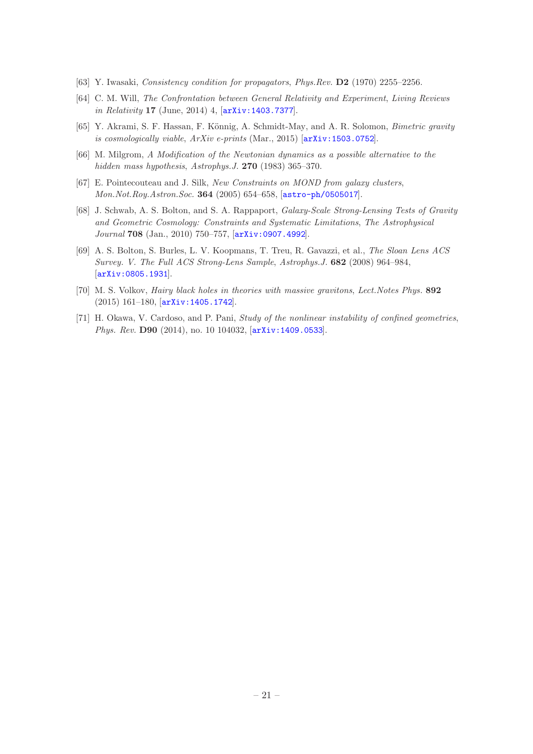[63] Y. Iwasaki, *Consistency condition for propagators*, *Phys.Rev.* **D2** (1970) 2255–2256.

[64] C. M. Will, *The Confrontation between General Relativity and Experiment*, *Living Reviews in Relativity* **17** (June, 2014) 4, [arXiv:1403.7377].

[65] Y. Akrami, S. F. Hassan, F. Könnig, A. Schmidt-May, and A. R. Solomon, *Bimetric gravity is cosmologically viable*, *ArXiv e-prints* (Mar., 2015) [arXiv:1503.0752].

[66] M. Milgrom, *A Modification of the Newtonian dynamics as a possible alternative to the hidden mass hypothesis*, *Astrophys.J.* **270** (1983) 365–370.

[67] E. Pointecouteau and J. Silk, *New Constraints on MOND from galaxy clusters*, *Mon.Not.Roy.Astron.Soc.* **364** (2005) 654–658, [astro-ph/0505017].

[68] J. Schwab, A. S. Bolton, and S. A. Rappaport, *Galaxy-Scale Strong-Lensing Tests of Gravity and Geometric Cosmology: Constraints and Systematic Limitations*, *The Astrophysical Journal* **708** (Jan., 2010) 750–757, [arXiv:0907.4992].

[69] A. S. Bolton, S. Burles, L. V. Koopmans, T. Treu, R. Gavazzi, et al., *The Sloan Lens ACS Survey. V. The Full ACS Strong-Lens Sample*, *Astrophys.J.* **682** (2008) 964–984, [arXiv:0805.1931].

[70] M. S. Volkov, *Hairy black holes in theories with massive gravitons*, *Lect.Notes Phys.* **892** (2015) 161–180, [arXiv:1405.1742].

[71] H. Okawa, V. Cardoso, and P. Pani, *Study of the nonlinear instability of confined geometries*, *Phys. Rev.* **D90** (2014), no. 10 104032, [arXiv:1409.0533].